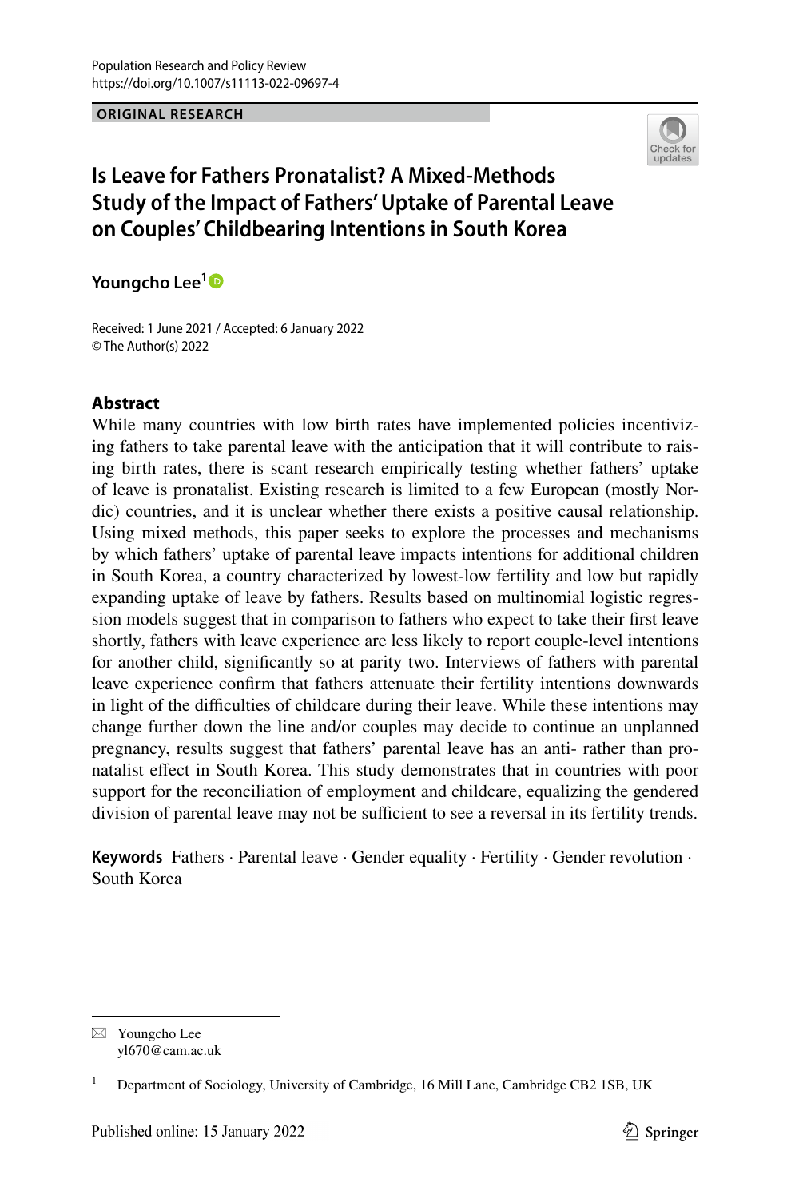ORIGINAL RESEARCH

# Is Leave for Fathers Pronatalist? A Mixed-Methods Study of the Impact of Fathers' Uptake of Parental Leave on Couples' Childbearing Intentions in South Korea

**Youngcho Lee**[1]

Received: 1 June 2021 / Accepted: 6 January 2022
© The Author(s) 2022

## Abstract

While many countries with low birth rates have implemented policies incentivizing fathers to take parental leave with the anticipation that it will contribute to raising birth rates, there is scant research empirically testing whether fathers' uptake of leave is pronatalist. Existing research is limited to a few European (mostly Nordic) countries, and it is unclear whether there exists a positive causal relationship. Using mixed methods, this paper seeks to explore the processes and mechanisms by which fathers' uptake of parental leave impacts intentions for additional children in South Korea, a country characterized by lowest-low fertility and low but rapidly expanding uptake of leave by fathers. Results based on multinomial logistic regression models suggest that in comparison to fathers who expect to take their first leave shortly, fathers with leave experience are less likely to report couple-level intentions for another child, significantly so at parity two. Interviews of fathers with parental leave experience confirm that fathers attenuate their fertility intentions downwards in light of the difficulties of childcare during their leave. While these intentions may change further down the line and/or couples may decide to continue an unplanned pregnancy, results suggest that fathers' parental leave has an anti- rather than pronatalist effect in South Korea. This study demonstrates that in countries with poor support for the reconciliation of employment and childcare, equalizing the gendered division of parental leave may not be sufficient to see a reversal in its fertility trends.

**Keywords** Fathers · Parental leave · Gender equality · Fertility · Gender revolution · South Korea

---

✉ Youngcho Lee
yl670@cam.ac.uk

[1] Department of Sociology, University of Cambridge, 16 Mill Lane, Cambridge CB2 1SB, UK

Published online: 15 January 2022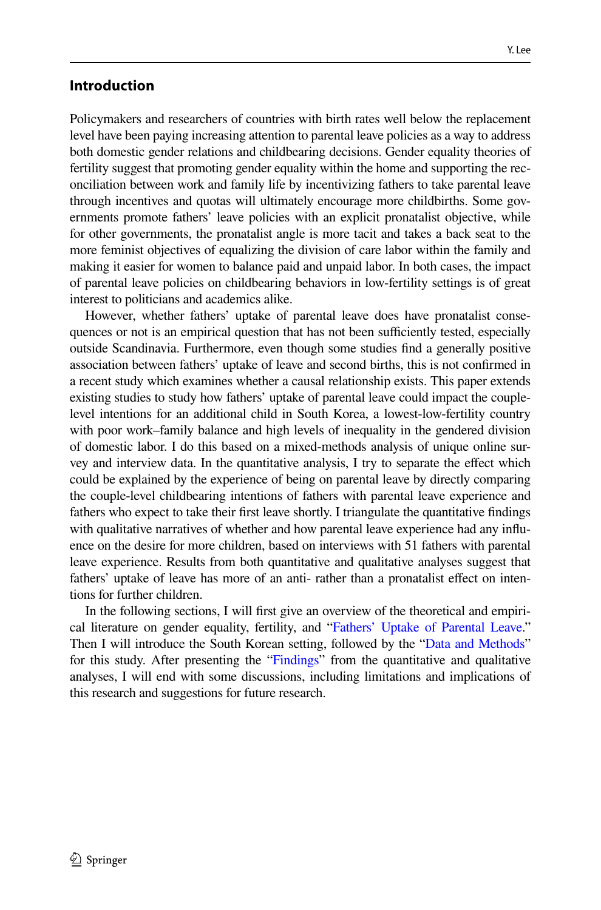## Introduction

Policymakers and researchers of countries with birth rates well below the replacement level have been paying increasing attention to parental leave policies as a way to address both domestic gender relations and childbearing decisions. Gender equality theories of fertility suggest that promoting gender equality within the home and supporting the reconciliation between work and family life by incentivizing fathers to take parental leave through incentives and quotas will ultimately encourage more childbirths. Some governments promote fathers' leave policies with an explicit pronatalist objective, while for other governments, the pronatalist angle is more tacit and takes a back seat to the more feminist objectives of equalizing the division of care labor within the family and making it easier for women to balance paid and unpaid labor. In both cases, the impact of parental leave policies on childbearing behaviors in low-fertility settings is of great interest to politicians and academics alike.

However, whether fathers' uptake of parental leave does have pronatalist consequences or not is an empirical question that has not been sufficiently tested, especially outside Scandinavia. Furthermore, even though some studies find a generally positive association between fathers' uptake of leave and second births, this is not confirmed in a recent study which examines whether a causal relationship exists. This paper extends existing studies to study how fathers' uptake of parental leave could impact the couple-level intentions for an additional child in South Korea, a lowest-low-fertility country with poor work–family balance and high levels of inequality in the gendered division of domestic labor. I do this based on a mixed-methods analysis of unique online survey and interview data. In the quantitative analysis, I try to separate the effect which could be explained by the experience of being on parental leave by directly comparing the couple-level childbearing intentions of fathers with parental leave experience and fathers who expect to take their first leave shortly. I triangulate the quantitative findings with qualitative narratives of whether and how parental leave experience had any influence on the desire for more children, based on interviews with 51 fathers with parental leave experience. Results from both quantitative and qualitative analyses suggest that fathers' uptake of leave has more of an anti- rather than a pronatalist effect on intentions for further children.

In the following sections, I will first give an overview of the theoretical and empirical literature on gender equality, fertility, and "Fathers' Uptake of Parental Leave." Then I will introduce the South Korean setting, followed by the "Data and Methods" for this study. After presenting the "Findings" from the quantitative and qualitative analyses, I will end with some discussions, including limitations and implications of this research and suggestions for future research.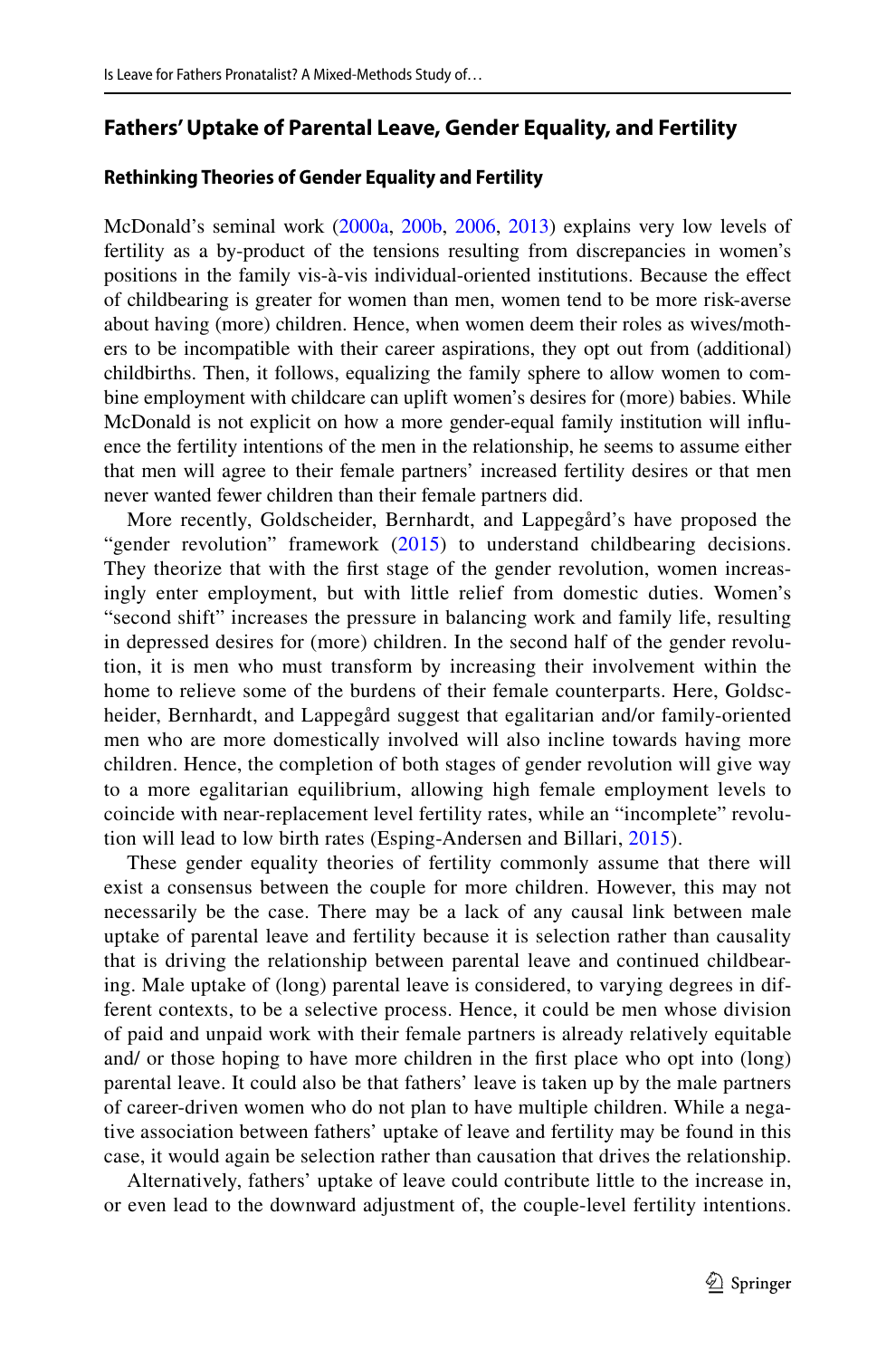## Fathers' Uptake of Parental Leave, Gender Equality, and Fertility

### Rethinking Theories of Gender Equality and Fertility

McDonald's seminal work (2000a, 200b, 2006, 2013) explains very low levels of fertility as a by-product of the tensions resulting from discrepancies in women's positions in the family vis-à-vis individual-oriented institutions. Because the effect of childbearing is greater for women than men, women tend to be more risk-averse about having (more) children. Hence, when women deem their roles as wives/mothers to be incompatible with their career aspirations, they opt out from (additional) childbirths. Then, it follows, equalizing the family sphere to allow women to combine employment with childcare can uplift women's desires for (more) babies. While McDonald is not explicit on how a more gender-equal family institution will influence the fertility intentions of the men in the relationship, he seems to assume either that men will agree to their female partners' increased fertility desires or that men never wanted fewer children than their female partners did.

More recently, Goldscheider, Bernhardt, and Lappegård's have proposed the "gender revolution" framework (2015) to understand childbearing decisions. They theorize that with the first stage of the gender revolution, women increasingly enter employment, but with little relief from domestic duties. Women's "second shift" increases the pressure in balancing work and family life, resulting in depressed desires for (more) children. In the second half of the gender revolution, it is men who must transform by increasing their involvement within the home to relieve some of the burdens of their female counterparts. Here, Goldscheider, Bernhardt, and Lappegård suggest that egalitarian and/or family-oriented men who are more domestically involved will also incline towards having more children. Hence, the completion of both stages of gender revolution will give way to a more egalitarian equilibrium, allowing high female employment levels to coincide with near-replacement level fertility rates, while an "incomplete" revolution will lead to low birth rates (Esping-Andersen and Billari, 2015).

These gender equality theories of fertility commonly assume that there will exist a consensus between the couple for more children. However, this may not necessarily be the case. There may be a lack of any causal link between male uptake of parental leave and fertility because it is selection rather than causality that is driving the relationship between parental leave and continued childbearing. Male uptake of (long) parental leave is considered, to varying degrees in different contexts, to be a selective process. Hence, it could be men whose division of paid and unpaid work with their female partners is already relatively equitable and/ or those hoping to have more children in the first place who opt into (long) parental leave. It could also be that fathers' leave is taken up by the male partners of career-driven women who do not plan to have multiple children. While a negative association between fathers' uptake of leave and fertility may be found in this case, it would again be selection rather than causation that drives the relationship.

Alternatively, fathers' uptake of leave could contribute little to the increase in, or even lead to the downward adjustment of, the couple-level fertility intentions.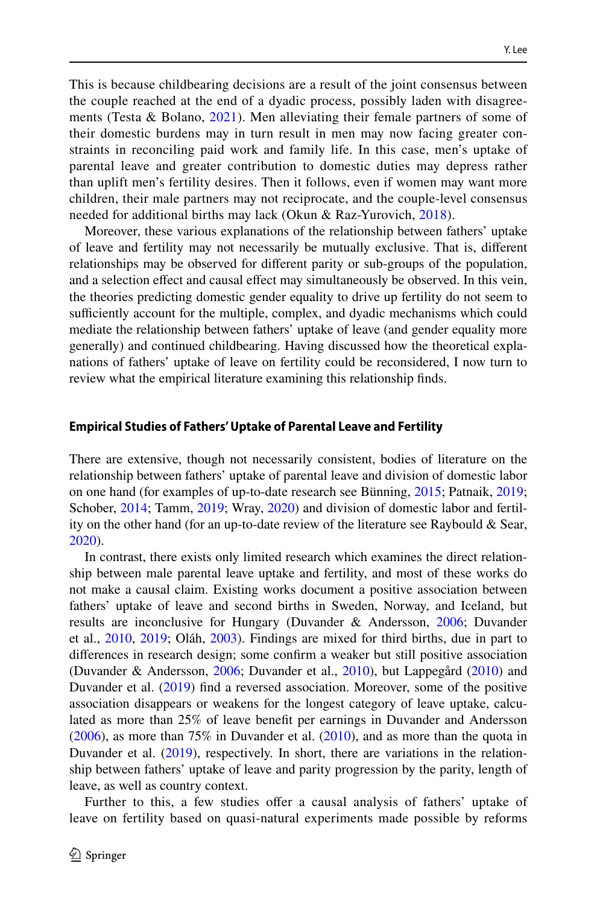This is because childbearing decisions are a result of the joint consensus between the couple reached at the end of a dyadic process, possibly laden with disagreements (Testa & Bolano, 2021). Men alleviating their female partners of some of their domestic burdens may in turn result in men may now facing greater constraints in reconciling paid work and family life. In this case, men's uptake of parental leave and greater contribution to domestic duties may depress rather than uplift men's fertility desires. Then it follows, even if women may want more children, their male partners may not reciprocate, and the couple-level consensus needed for additional births may lack (Okun & Raz-Yurovich, 2018).

Moreover, these various explanations of the relationship between fathers' uptake of leave and fertility may not necessarily be mutually exclusive. That is, different relationships may be observed for different parity or sub-groups of the population, and a selection effect and causal effect may simultaneously be observed. In this vein, the theories predicting domestic gender equality to drive up fertility do not seem to sufficiently account for the multiple, complex, and dyadic mechanisms which could mediate the relationship between fathers' uptake of leave (and gender equality more generally) and continued childbearing. Having discussed how the theoretical explanations of fathers' uptake of leave on fertility could be reconsidered, I now turn to review what the empirical literature examining this relationship finds.

#### Empirical Studies of Fathers' Uptake of Parental Leave and Fertility

There are extensive, though not necessarily consistent, bodies of literature on the relationship between fathers' uptake of parental leave and division of domestic labor on one hand (for examples of up-to-date research see Bünning, 2015; Patnaik, 2019; Schober, 2014; Tamm, 2019; Wray, 2020) and division of domestic labor and fertility on the other hand (for an up-to-date review of the literature see Raybould & Sear, 2020).

In contrast, there exists only limited research which examines the direct relationship between male parental leave uptake and fertility, and most of these works do not make a causal claim. Existing works document a positive association between fathers' uptake of leave and second births in Sweden, Norway, and Iceland, but results are inconclusive for Hungary (Duvander & Andersson, 2006; Duvander et al., 2010, 2019; Oláh, 2003). Findings are mixed for third births, due in part to differences in research design; some confirm a weaker but still positive association (Duvander & Andersson, 2006; Duvander et al., 2010), but Lappegård (2010) and Duvander et al. (2019) find a reversed association. Moreover, some of the positive association disappears or weakens for the longest category of leave uptake, calculated as more than 25% of leave benefit per earnings in Duvander and Andersson (2006), as more than 75% in Duvander et al. (2010), and as more than the quota in Duvander et al. (2019), respectively. In short, there are variations in the relationship between fathers' uptake of leave and parity progression by the parity, length of leave, as well as country context.

Further to this, a few studies offer a causal analysis of fathers' uptake of leave on fertility based on quasi-natural experiments made possible by reforms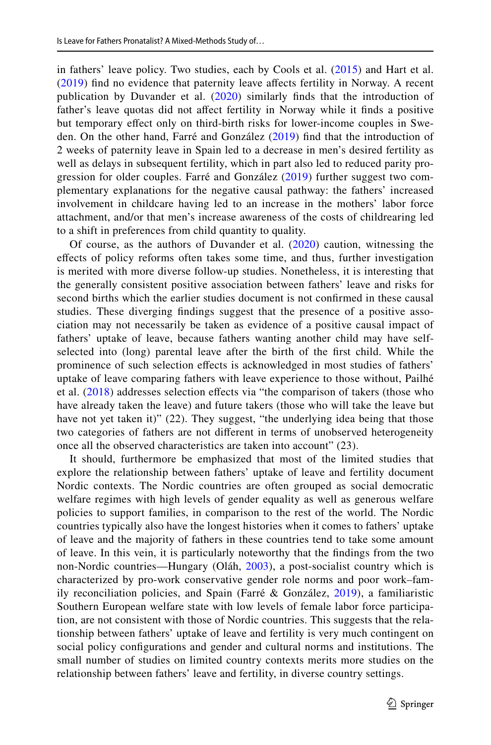in fathers' leave policy. Two studies, each by Cools et al. (2015) and Hart et al. (2019) find no evidence that paternity leave affects fertility in Norway. A recent publication by Duvander et al. (2020) similarly finds that the introduction of father's leave quotas did not affect fertility in Norway while it finds a positive but temporary effect only on third-birth risks for lower-income couples in Sweden. On the other hand, Farré and González (2019) find that the introduction of 2 weeks of paternity leave in Spain led to a decrease in men's desired fertility as well as delays in subsequent fertility, which in part also led to reduced parity progression for older couples. Farré and González (2019) further suggest two complementary explanations for the negative causal pathway: the fathers' increased involvement in childcare having led to an increase in the mothers' labor force attachment, and/or that men's increase awareness of the costs of childrearing led to a shift in preferences from child quantity to quality.

Of course, as the authors of Duvander et al. (2020) caution, witnessing the effects of policy reforms often takes some time, and thus, further investigation is merited with more diverse follow-up studies. Nonetheless, it is interesting that the generally consistent positive association between fathers' leave and risks for second births which the earlier studies document is not confirmed in these causal studies. These diverging findings suggest that the presence of a positive association may not necessarily be taken as evidence of a positive causal impact of fathers' uptake of leave, because fathers wanting another child may have self-selected into (long) parental leave after the birth of the first child. While the prominence of such selection effects is acknowledged in most studies of fathers' uptake of leave comparing fathers with leave experience to those without, Pailhé et al. (2018) addresses selection effects via "the comparison of takers (those who have already taken the leave) and future takers (those who will take the leave but have not yet taken it)" (22). They suggest, "the underlying idea being that those two categories of fathers are not different in terms of unobserved heterogeneity once all the observed characteristics are taken into account" (23).

It should, furthermore be emphasized that most of the limited studies that explore the relationship between fathers' uptake of leave and fertility document Nordic contexts. The Nordic countries are often grouped as social democratic welfare regimes with high levels of gender equality as well as generous welfare policies to support families, in comparison to the rest of the world. The Nordic countries typically also have the longest histories when it comes to fathers' uptake of leave and the majority of fathers in these countries tend to take some amount of leave. In this vein, it is particularly noteworthy that the findings from the two non-Nordic countries—Hungary (Oláh, 2003), a post-socialist country which is characterized by pro-work conservative gender role norms and poor work–family reconciliation policies, and Spain (Farré & González, 2019), a familiaristic Southern European welfare state with low levels of female labor force participation, are not consistent with those of Nordic countries. This suggests that the relationship between fathers' uptake of leave and fertility is very much contingent on social policy configurations and gender and cultural norms and institutions. The small number of studies on limited country contexts merits more studies on the relationship between fathers' leave and fertility, in diverse country settings.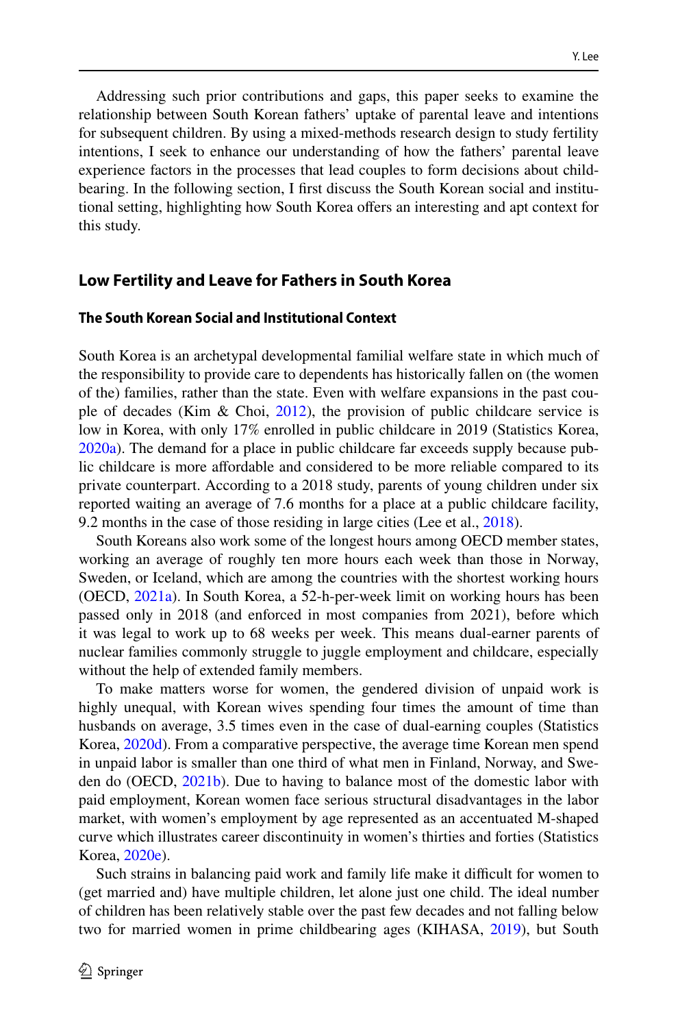Addressing such prior contributions and gaps, this paper seeks to examine the relationship between South Korean fathers' uptake of parental leave and intentions for subsequent children. By using a mixed-methods research design to study fertility intentions, I seek to enhance our understanding of how the fathers' parental leave experience factors in the processes that lead couples to form decisions about childbearing. In the following section, I first discuss the South Korean social and institutional setting, highlighting how South Korea offers an interesting and apt context for this study.

## Low Fertility and Leave for Fathers in South Korea

### The South Korean Social and Institutional Context

South Korea is an archetypal developmental familial welfare state in which much of the responsibility to provide care to dependents has historically fallen on (the women of the) families, rather than the state. Even with welfare expansions in the past couple of decades (Kim & Choi, 2012), the provision of public childcare service is low in Korea, with only 17% enrolled in public childcare in 2019 (Statistics Korea, 2020a). The demand for a place in public childcare far exceeds supply because public childcare is more affordable and considered to be more reliable compared to its private counterpart. According to a 2018 study, parents of young children under six reported waiting an average of 7.6 months for a place at a public childcare facility, 9.2 months in the case of those residing in large cities (Lee et al., 2018).

South Koreans also work some of the longest hours among OECD member states, working an average of roughly ten more hours each week than those in Norway, Sweden, or Iceland, which are among the countries with the shortest working hours (OECD, 2021a). In South Korea, a 52-h-per-week limit on working hours has been passed only in 2018 (and enforced in most companies from 2021), before which it was legal to work up to 68 weeks per week. This means dual-earner parents of nuclear families commonly struggle to juggle employment and childcare, especially without the help of extended family members.

To make matters worse for women, the gendered division of unpaid work is highly unequal, with Korean wives spending four times the amount of time than husbands on average, 3.5 times even in the case of dual-earning couples (Statistics Korea, 2020d). From a comparative perspective, the average time Korean men spend in unpaid labor is smaller than one third of what men in Finland, Norway, and Sweden do (OECD, 2021b). Due to having to balance most of the domestic labor with paid employment, Korean women face serious structural disadvantages in the labor market, with women's employment by age represented as an accentuated M-shaped curve which illustrates career discontinuity in women's thirties and forties (Statistics Korea, 2020e).

Such strains in balancing paid work and family life make it difficult for women to (get married and) have multiple children, let alone just one child. The ideal number of children has been relatively stable over the past few decades and not falling below two for married women in prime childbearing ages (KIHASA, 2019), but South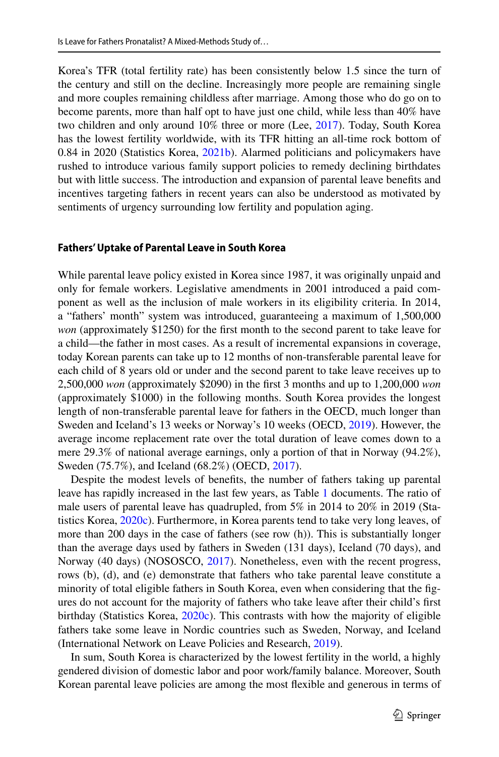Korea's TFR (total fertility rate) has been consistently below 1.5 since the turn of the century and still on the decline. Increasingly more people are remaining single and more couples remaining childless after marriage. Among those who do go on to become parents, more than half opt to have just one child, while less than 40% have two children and only around 10% three or more (Lee, 2017). Today, South Korea has the lowest fertility worldwide, with its TFR hitting an all-time rock bottom of 0.84 in 2020 (Statistics Korea, 2021b). Alarmed politicians and policymakers have rushed to introduce various family support policies to remedy declining birthdates but with little success. The introduction and expansion of parental leave benefits and incentives targeting fathers in recent years can also be understood as motivated by sentiments of urgency surrounding low fertility and population aging.

#### Fathers' Uptake of Parental Leave in South Korea

While parental leave policy existed in Korea since 1987, it was originally unpaid and only for female workers. Legislative amendments in 2001 introduced a paid component as well as the inclusion of male workers in its eligibility criteria. In 2014, a "fathers' month" system was introduced, guaranteeing a maximum of 1,500,000 *won* (approximately $1250) for the first month to the second parent to take leave for a child—the father in most cases. As a result of incremental expansions in coverage, today Korean parents can take up to 12 months of non-transferable parental leave for each child of 8 years old or under and the second parent to take leave receives up to 2,500,000 *won* (approximately $2090) in the first 3 months and up to 1,200,000 *won* (approximately $1000) in the following months. South Korea provides the longest length of non-transferable parental leave for fathers in the OECD, much longer than Sweden and Iceland's 13 weeks or Norway's 10 weeks (OECD, 2019). However, the average income replacement rate over the total duration of leave comes down to a mere 29.3% of national average earnings, only a portion of that in Norway (94.2%), Sweden (75.7%), and Iceland (68.2%) (OECD, 2017).

Despite the modest levels of benefits, the number of fathers taking up parental leave has rapidly increased in the last few years, as Table 1 documents. The ratio of male users of parental leave has quadrupled, from 5% in 2014 to 20% in 2019 (Statistics Korea, 2020c). Furthermore, in Korea parents tend to take very long leaves, of more than 200 days in the case of fathers (see row (h)). This is substantially longer than the average days used by fathers in Sweden (131 days), Iceland (70 days), and Norway (40 days) (NOSOSCO, 2017). Nonetheless, even with the recent progress, rows (b), (d), and (e) demonstrate that fathers who take parental leave constitute a minority of total eligible fathers in South Korea, even when considering that the figures do not account for the majority of fathers who take leave after their child's first birthday (Statistics Korea, 2020c). This contrasts with how the majority of eligible fathers take some leave in Nordic countries such as Sweden, Norway, and Iceland (International Network on Leave Policies and Research, 2019).

In sum, South Korea is characterized by the lowest fertility in the world, a highly gendered division of domestic labor and poor work/family balance. Moreover, South Korean parental leave policies are among the most flexible and generous in terms of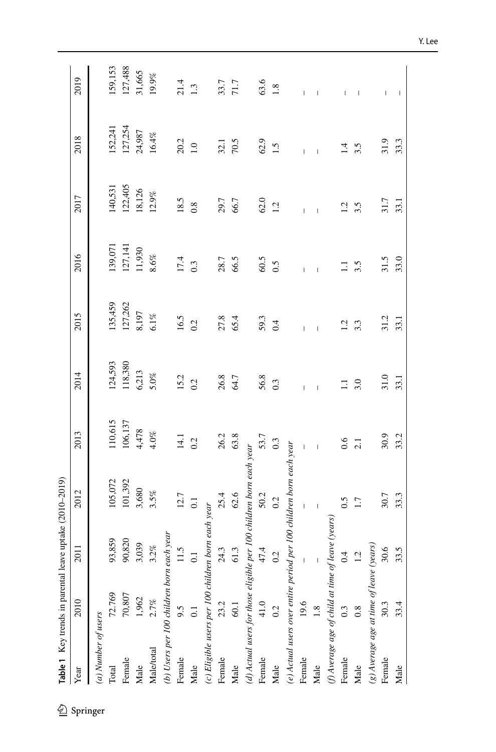**Table 1** Key trends in parental leave uptake (2010–2019)

| Year | 2010 | 2011 | 2012 | 2013 | 2014 | 2015 | 2016 | 2017 | 2018 | 2019 |
|---|---|---|---|---|---|---|---|---|---|---|
| *(a) Number of users* | | | | | | | | | | |
| Total | 72,769 | 93,859 | 105,072 | 110,615 | 124,593 | 135,459 | 139,071 | 140,531 | 152,241 | 159,153 |
| Female | 70,807 | 90,820 | 101,392 | 106,137 | 118,380 | 127,262 | 127,141 | 122,405 | 127,254 | 127,488 |
| Male | 1,962 | 3,039 | 3,680 | 4,478 | 6,213 | 8,197 | 11,930 | 18,126 | 24,987 | 31,665 |
| Male/total | 2.7% | 3.2% | 3.5% | 4.0% | 5.0% | 6.1% | 8.6% | 12.9% | 16.4% | 19.9% |
| *(b) Users per 100 children born each year* | | | | | | | | | | |
| Female | 9.5 | 11.5 | 12.7 | 14.1 | 15.2 | 16.5 | 17.4 | 18.5 | 20.2 | 21.4 |
| Male | 0.1 | 0.1 | 0.1 | 0.2 | 0.2 | 0.2 | 0.3 | 0.8 | 1.0 | 1.3 |
| *(c) Eligible users per 100 children born each year* | | | | | | | | | | |
| Female | 23.2 | 24.3 | 25.4 | 26.2 | 26.8 | 27.8 | 28.7 | 29.7 | 32.1 | 33.7 |
| Male | 60.1 | 61.3 | 62.6 | 63.8 | 64.7 | 65.4 | 66.5 | 66.7 | 70.5 | 71.7 |
| *(d) Actual users for those eligible per 100 children born each year* | | | | | | | | | | |
| Female | 41.0 | 47.4 | 50.2 | 53.7 | 56.8 | 59.3 | 60.5 | 62.0 | 62.9 | 63.6 |
| Male | 0.2 | 0.2 | 0.2 | 0.3 | 0.3 | 0.4 | 0.5 | 1.2 | 1.5 | 1.8 |
| *(e) Actual users over entire period per 100 children born each year* | | | | | | | | | | |
| Female | 19.6 | – | – | – | – | – | – | – | – | – |
| Male | 1.8 | – | – | – | – | – | – | – | – | – |
| *(f) Average age of child at time of leave (years)* | | | | | | | | | | |
| Female | 0.3 | 0.4 | 0.5 | 0.6 | 1.1 | 1.2 | 1.1 | 1.2 | 1.4 | – |
| Male | 0.8 | 1.2 | 1.7 | 2.1 | 3.0 | 3.3 | 3.5 | 3.5 | 3.5 | – |
| *(g) Average age at time of leave (years)* | | | | | | | | | | |
| Female | 30.3 | 30.6 | 30.7 | 30.9 | 31.0 | 31.2 | 31.5 | 31.7 | 31.9 | – |
| Male | 33.4 | 33.5 | 33.3 | 33.2 | 33.1 | 33.1 | 33.0 | 33.1 | 33.3 | – |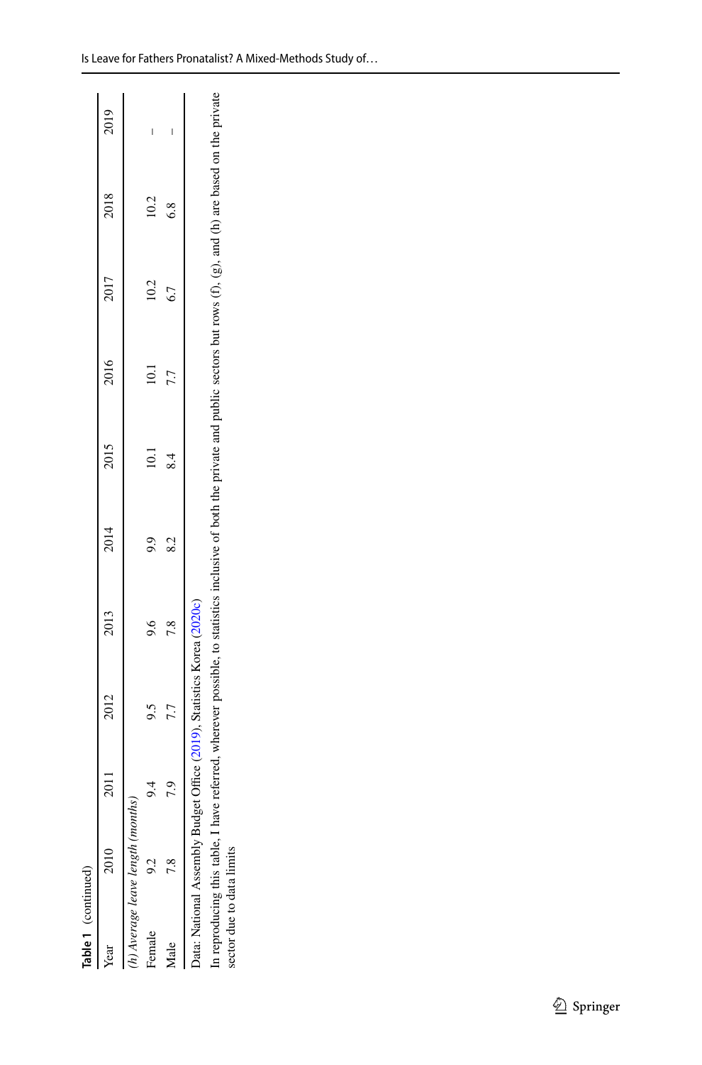**Table 1** (continued)

| Year | 2010 | 2011 | 2012 | 2013 | 2014 | 2015 | 2016 | 2017 | 2018 | 2019 |
|---|---|---|---|---|---|---|---|---|---|---|
| *(h) Average leave length (months)* | | | | | | | | | | |
| Female | 9.2 | 9.4 | 9.5 | 9.6 | 9.9 | 10.1 | 10.1 | 10.2 | 10.2 | – |
| Male | 7.8 | 7.9 | 7.7 | 7.8 | 8.2 | 8.4 | 7.7 | 6.7 | 6.8 | – |

Data: National Assembly Budget Office (2019), Statistics Korea (2020c)

In reproducing this table, I have referred, wherever possible, to statistics inclusive of both the private and public sectors but rows (f), (g), and (h) are based on the private sector due to data limits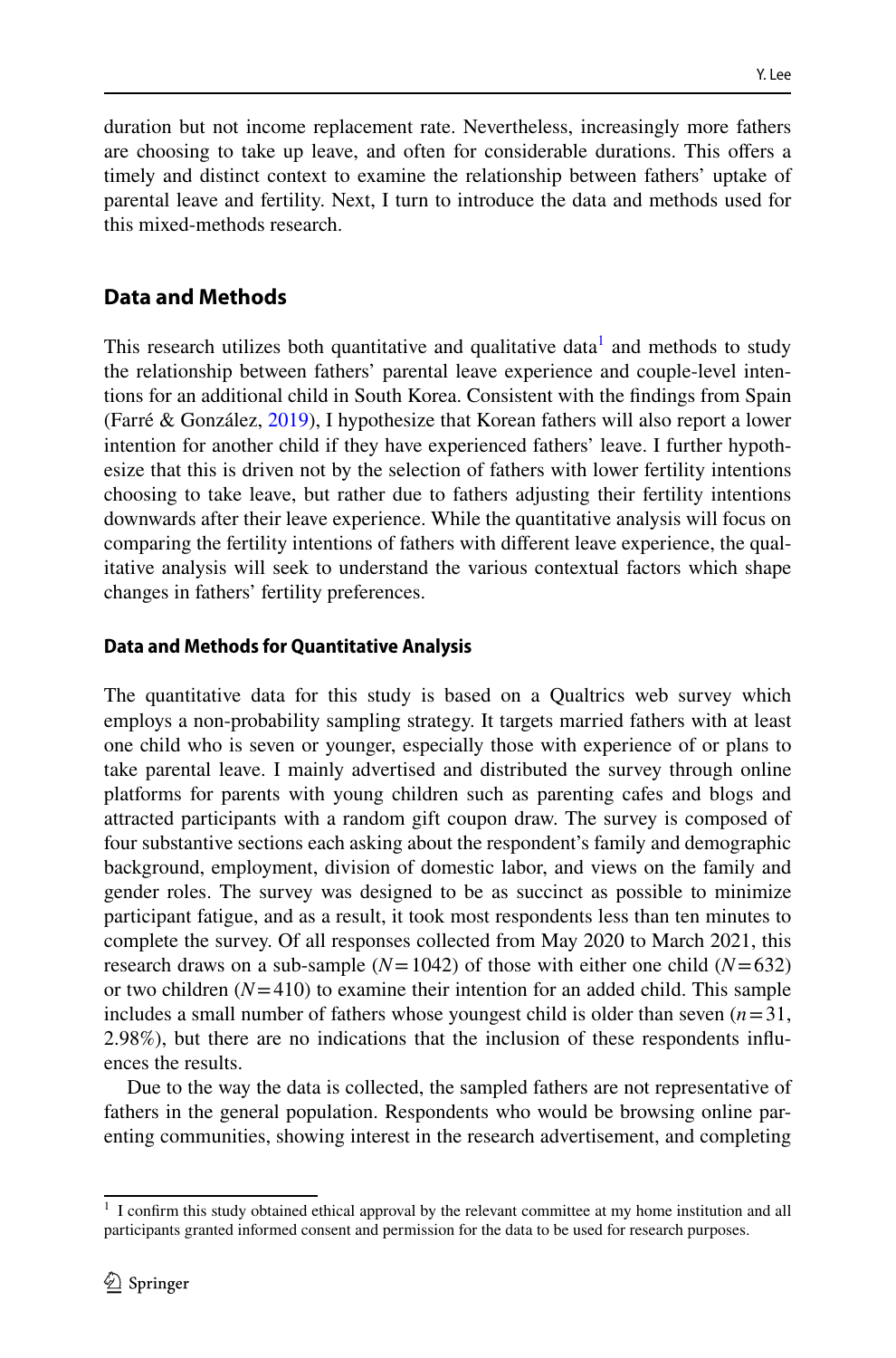duration but not income replacement rate. Nevertheless, increasingly more fathers are choosing to take up leave, and often for considerable durations. This offers a timely and distinct context to examine the relationship between fathers' uptake of parental leave and fertility. Next, I turn to introduce the data and methods used for this mixed-methods research.

## Data and Methods

This research utilizes both quantitative and qualitative data[1] and methods to study the relationship between fathers' parental leave experience and couple-level intentions for an additional child in South Korea. Consistent with the findings from Spain (Farré & González, 2019), I hypothesize that Korean fathers will also report a lower intention for another child if they have experienced fathers' leave. I further hypothesize that this is driven not by the selection of fathers with lower fertility intentions choosing to take leave, but rather due to fathers adjusting their fertility intentions downwards after their leave experience. While the quantitative analysis will focus on comparing the fertility intentions of fathers with different leave experience, the qualitative analysis will seek to understand the various contextual factors which shape changes in fathers' fertility preferences.

### Data and Methods for Quantitative Analysis

The quantitative data for this study is based on a Qualtrics web survey which employs a non-probability sampling strategy. It targets married fathers with at least one child who is seven or younger, especially those with experience of or plans to take parental leave. I mainly advertised and distributed the survey through online platforms for parents with young children such as parenting cafes and blogs and attracted participants with a random gift coupon draw. The survey is composed of four substantive sections each asking about the respondent's family and demographic background, employment, division of domestic labor, and views on the family and gender roles. The survey was designed to be as succinct as possible to minimize participant fatigue, and as a result, it took most respondents less than ten minutes to complete the survey. Of all responses collected from May 2020 to March 2021, this research draws on a sub-sample ($N=1042$) of those with either one child ($N=632$) or two children ($N=410$) to examine their intention for an added child. This sample includes a small number of fathers whose youngest child is older than seven ($n=31$, 2.98%), but there are no indications that the inclusion of these respondents influences the results.

Due to the way the data is collected, the sampled fathers are not representative of fathers in the general population. Respondents who would be browsing online parenting communities, showing interest in the research advertisement, and completing

[1] I confirm this study obtained ethical approval by the relevant committee at my home institution and all participants granted informed consent and permission for the data to be used for research purposes.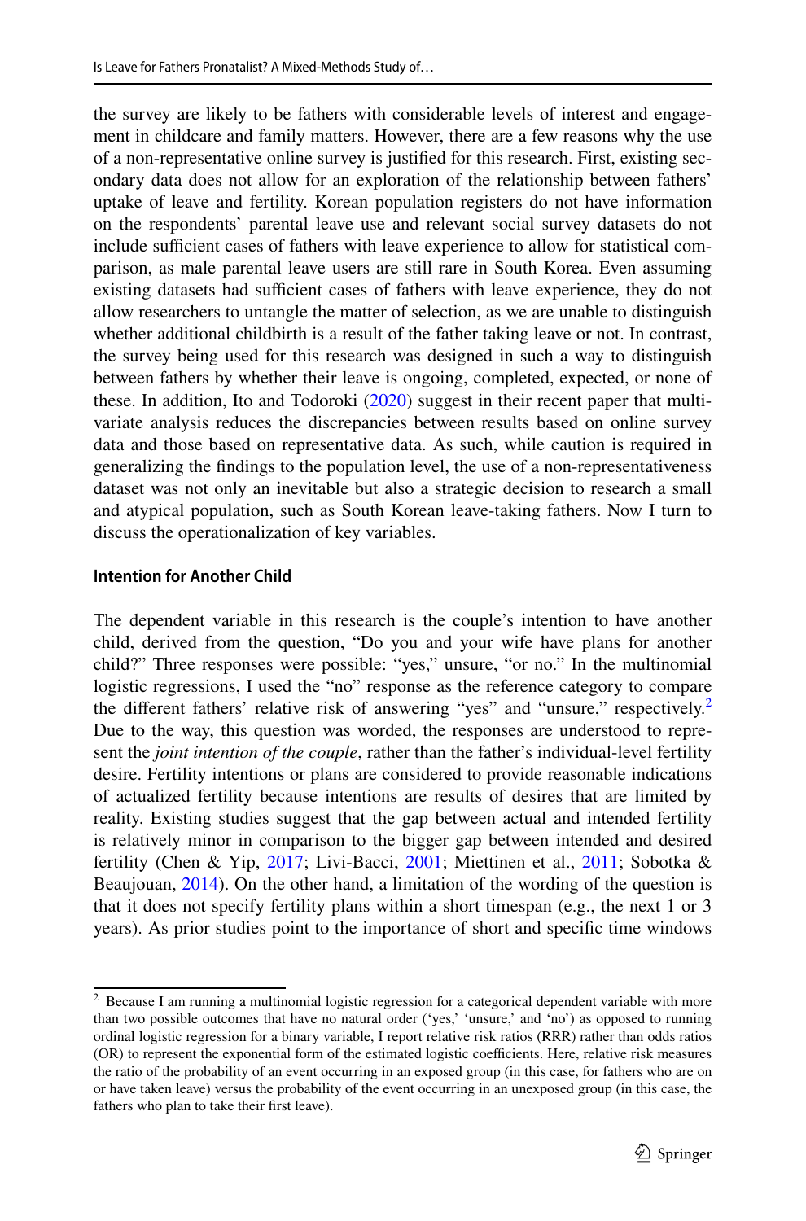the survey are likely to be fathers with considerable levels of interest and engagement in childcare and family matters. However, there are a few reasons why the use of a non-representative online survey is justified for this research. First, existing secondary data does not allow for an exploration of the relationship between fathers' uptake of leave and fertility. Korean population registers do not have information on the respondents' parental leave use and relevant social survey datasets do not include sufficient cases of fathers with leave experience to allow for statistical comparison, as male parental leave users are still rare in South Korea. Even assuming existing datasets had sufficient cases of fathers with leave experience, they do not allow researchers to untangle the matter of selection, as we are unable to distinguish whether additional childbirth is a result of the father taking leave or not. In contrast, the survey being used for this research was designed in such a way to distinguish between fathers by whether their leave is ongoing, completed, expected, or none of these. In addition, Ito and Todoroki (2020) suggest in their recent paper that multivariate analysis reduces the discrepancies between results based on online survey data and those based on representative data. As such, while caution is required in generalizing the findings to the population level, the use of a non-representativeness dataset was not only an inevitable but also a strategic decision to research a small and atypical population, such as South Korean leave-taking fathers. Now I turn to discuss the operationalization of key variables.

### Intention for Another Child

The dependent variable in this research is the couple's intention to have another child, derived from the question, "Do you and your wife have plans for another child?" Three responses were possible: "yes," unsure, "or no." In the multinomial logistic regressions, I used the "no" response as the reference category to compare the different fathers' relative risk of answering "yes" and "unsure," respectively.[2] Due to the way, this question was worded, the responses are understood to represent the *joint intention of the couple*, rather than the father's individual-level fertility desire. Fertility intentions or plans are considered to provide reasonable indications of actualized fertility because intentions are results of desires that are limited by reality. Existing studies suggest that the gap between actual and intended fertility is relatively minor in comparison to the bigger gap between intended and desired fertility (Chen & Yip, 2017; Livi-Bacci, 2001; Miettinen et al., 2011; Sobotka & Beaujouan, 2014). On the other hand, a limitation of the wording of the question is that it does not specify fertility plans within a short timespan (e.g., the next 1 or 3 years). As prior studies point to the importance of short and specific time windows

[2] Because I am running a multinomial logistic regression for a categorical dependent variable with more than two possible outcomes that have no natural order ('yes,' 'unsure,' and 'no') as opposed to running ordinal logistic regression for a binary variable, I report relative risk ratios (RRR) rather than odds ratios (OR) to represent the exponential form of the estimated logistic coefficients. Here, relative risk measures the ratio of the probability of an event occurring in an exposed group (in this case, for fathers who are on or have taken leave) versus the probability of the event occurring in an unexposed group (in this case, the fathers who plan to take their first leave).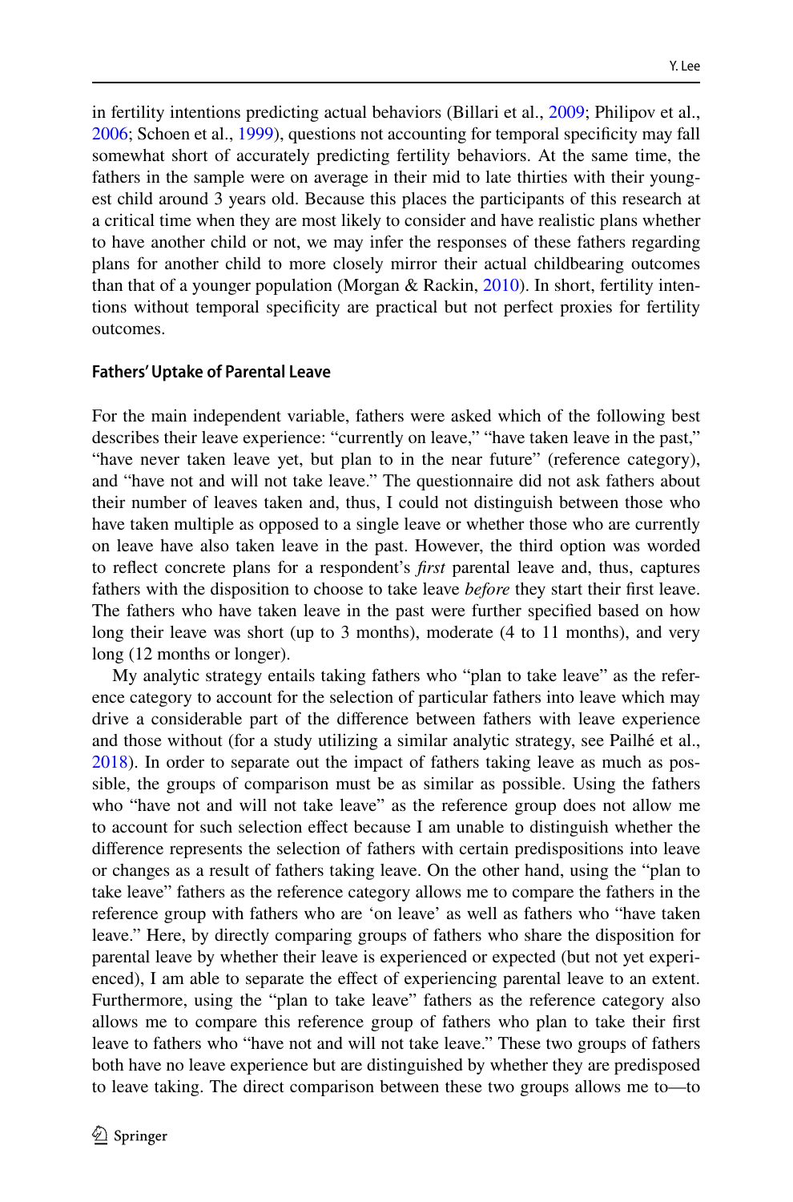in fertility intentions predicting actual behaviors (Billari et al., 2009; Philipov et al., 2006; Schoen et al., 1999), questions not accounting for temporal specificity may fall somewhat short of accurately predicting fertility behaviors. At the same time, the fathers in the sample were on average in their mid to late thirties with their youngest child around 3 years old. Because this places the participants of this research at a critical time when they are most likely to consider and have realistic plans whether to have another child or not, we may infer the responses of these fathers regarding plans for another child to more closely mirror their actual childbearing outcomes than that of a younger population (Morgan & Rackin, 2010). In short, fertility intentions without temporal specificity are practical but not perfect proxies for fertility outcomes.

### Fathers' Uptake of Parental Leave

For the main independent variable, fathers were asked which of the following best describes their leave experience: "currently on leave," "have taken leave in the past," "have never taken leave yet, but plan to in the near future" (reference category), and "have not and will not take leave." The questionnaire did not ask fathers about their number of leaves taken and, thus, I could not distinguish between those who have taken multiple as opposed to a single leave or whether those who are currently on leave have also taken leave in the past. However, the third option was worded to reflect concrete plans for a respondent's *first* parental leave and, thus, captures fathers with the disposition to choose to take leave *before* they start their first leave. The fathers who have taken leave in the past were further specified based on how long their leave was short (up to 3 months), moderate (4 to 11 months), and very long (12 months or longer).

My analytic strategy entails taking fathers who "plan to take leave" as the reference category to account for the selection of particular fathers into leave which may drive a considerable part of the difference between fathers with leave experience and those without (for a study utilizing a similar analytic strategy, see Pailhé et al., 2018). In order to separate out the impact of fathers taking leave as much as possible, the groups of comparison must be as similar as possible. Using the fathers who "have not and will not take leave" as the reference group does not allow me to account for such selection effect because I am unable to distinguish whether the difference represents the selection of fathers with certain predispositions into leave or changes as a result of fathers taking leave. On the other hand, using the "plan to take leave" fathers as the reference category allows me to compare the fathers in the reference group with fathers who are 'on leave' as well as fathers who "have taken leave." Here, by directly comparing groups of fathers who share the disposition for parental leave by whether their leave is experienced or expected (but not yet experienced), I am able to separate the effect of experiencing parental leave to an extent. Furthermore, using the "plan to take leave" fathers as the reference category also allows me to compare this reference group of fathers who plan to take their first leave to fathers who "have not and will not take leave." These two groups of fathers both have no leave experience but are distinguished by whether they are predisposed to leave taking. The direct comparison between these two groups allows me to—to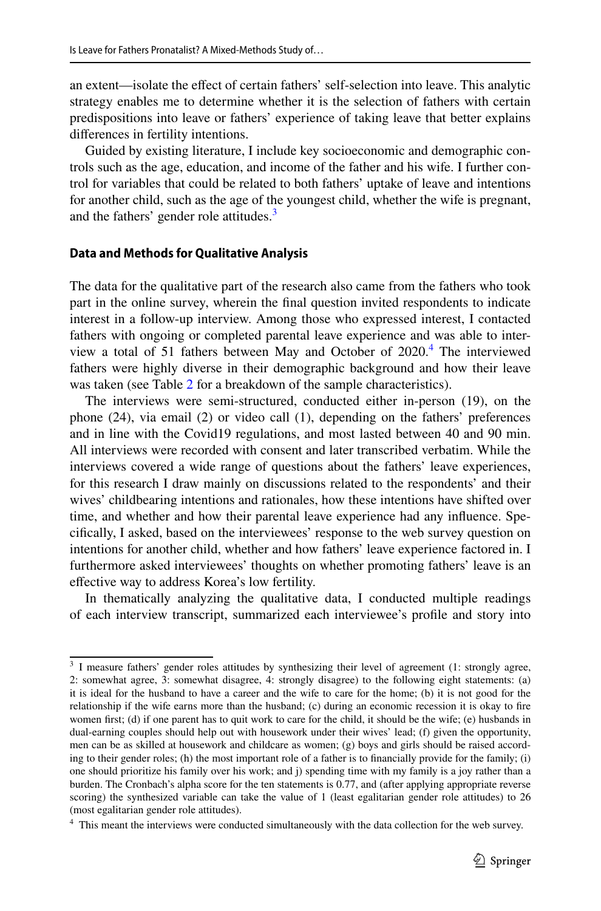an extent—isolate the effect of certain fathers' self-selection into leave. This analytic strategy enables me to determine whether it is the selection of fathers with certain predispositions into leave or fathers' experience of taking leave that better explains differences in fertility intentions.

Guided by existing literature, I include key socioeconomic and demographic controls such as the age, education, and income of the father and his wife. I further control for variables that could be related to both fathers' uptake of leave and intentions for another child, such as the age of the youngest child, whether the wife is pregnant, and the fathers' gender role attitudes.[3]

#### Data and Methods for Qualitative Analysis

The data for the qualitative part of the research also came from the fathers who took part in the online survey, wherein the final question invited respondents to indicate interest in a follow-up interview. Among those who expressed interest, I contacted fathers with ongoing or completed parental leave experience and was able to interview a total of 51 fathers between May and October of 2020.[4] The interviewed fathers were highly diverse in their demographic background and how their leave was taken (see Table 2 for a breakdown of the sample characteristics).

The interviews were semi-structured, conducted either in-person (19), on the phone (24), via email (2) or video call (1), depending on the fathers' preferences and in line with the Covid19 regulations, and most lasted between 40 and 90 min. All interviews were recorded with consent and later transcribed verbatim. While the interviews covered a wide range of questions about the fathers' leave experiences, for this research I draw mainly on discussions related to the respondents' and their wives' childbearing intentions and rationales, how these intentions have shifted over time, and whether and how their parental leave experience had any influence. Specifically, I asked, based on the interviewees' response to the web survey question on intentions for another child, whether and how fathers' leave experience factored in. I furthermore asked interviewees' thoughts on whether promoting fathers' leave is an effective way to address Korea's low fertility.

In thematically analyzing the qualitative data, I conducted multiple readings of each interview transcript, summarized each interviewee's profile and story into

---

[3] I measure fathers' gender roles attitudes by synthesizing their level of agreement (1: strongly agree, 2: somewhat agree, 3: somewhat disagree, 4: strongly disagree) to the following eight statements: (a) it is ideal for the husband to have a career and the wife to care for the home; (b) it is not good for the relationship if the wife earns more than the husband; (c) during an economic recession it is okay to fire women first; (d) if one parent has to quit work to care for the child, it should be the wife; (e) husbands in dual-earning couples should help out with housework under their wives' lead; (f) given the opportunity, men can be as skilled at housework and childcare as women; (g) boys and girls should be raised according to their gender roles; (h) the most important role of a father is to financially provide for the family; (i) one should prioritize his family over his work; and j) spending time with my family is a joy rather than a burden. The Cronbach's alpha score for the ten statements is 0.77, and (after applying appropriate reverse scoring) the synthesized variable can take the value of 1 (least egalitarian gender role attitudes) to 26 (most egalitarian gender role attitudes).

[4] This meant the interviews were conducted simultaneously with the data collection for the web survey.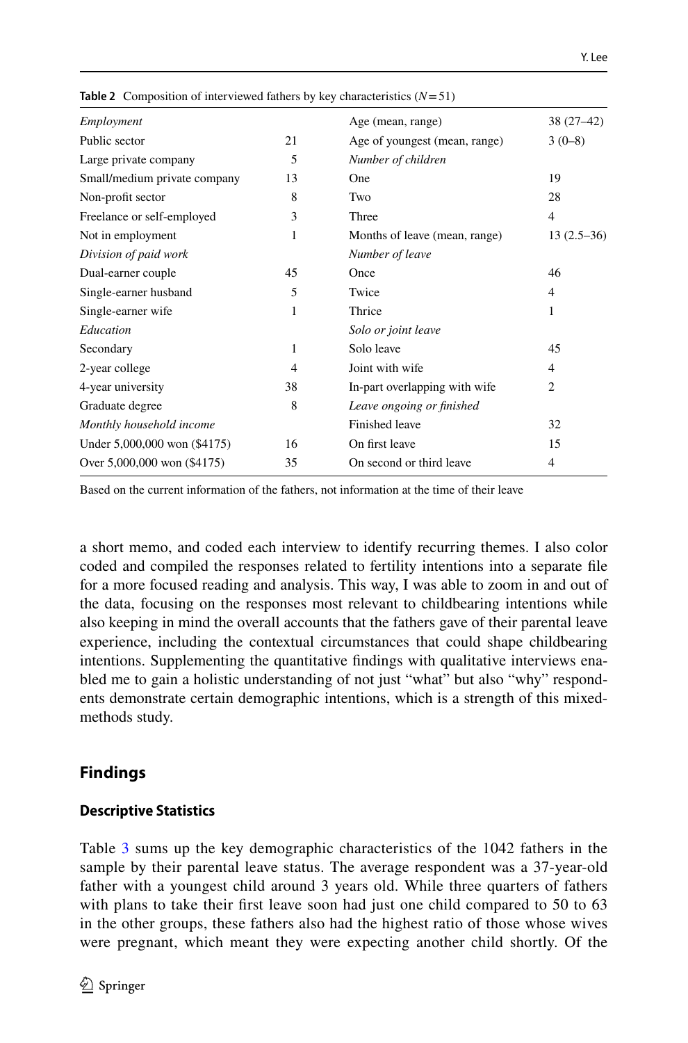**Table 2** Composition of interviewed fathers by key characteristics ($N = 51$)

| | | | |
|---|---|---|---|
| *Employment* | | Age (mean, range) | 38 (27–42) |
| Public sector | 21 | Age of youngest (mean, range) | 3 (0–8) |
| Large private company | 5 | *Number of children* | |
| Small/medium private company | 13 | One | 19 |
| Non-profit sector | 8 | Two | 28 |
| Freelance or self-employed | 3 | Three | 4 |
| Not in employment | 1 | Months of leave (mean, range) | 13 (2.5–36) |
| *Division of paid work* | | *Number of leave* | |
| Dual-earner couple | 45 | Once | 46 |
| Single-earner husband | 5 | Twice | 4 |
| Single-earner wife | 1 | Thrice | 1 |
| *Education* | | *Solo or joint leave* | |
| Secondary | 1 | Solo leave | 45 |
| 2-year college | 4 | Joint with wife | 4 |
| 4-year university | 38 | In-part overlapping with wife | 2 |
| Graduate degree | 8 | *Leave ongoing or finished* | |
| *Monthly household income* | | Finished leave | 32 |
| Under 5,000,000 won ($4175) | 16 | On first leave | 15 |
| Over 5,000,000 won ($4175) | 35 | On second or third leave | 4 |

Based on the current information of the fathers, not information at the time of their leave

a short memo, and coded each interview to identify recurring themes. I also color coded and compiled the responses related to fertility intentions into a separate file for a more focused reading and analysis. This way, I was able to zoom in and out of the data, focusing on the responses most relevant to childbearing intentions while also keeping in mind the overall accounts that the fathers gave of their parental leave experience, including the contextual circumstances that could shape childbearing intentions. Supplementing the quantitative findings with qualitative interviews enabled me to gain a holistic understanding of not just "what" but also "why" respondents demonstrate certain demographic intentions, which is a strength of this mixed-methods study.

## Findings

### Descriptive Statistics

Table 3 sums up the key demographic characteristics of the 1042 fathers in the sample by their parental leave status. The average respondent was a 37-year-old father with a youngest child around 3 years old. While three quarters of fathers with plans to take their first leave soon had just one child compared to 50 to 63 in the other groups, these fathers also had the highest ratio of those whose wives were pregnant, which meant they were expecting another child shortly. Of the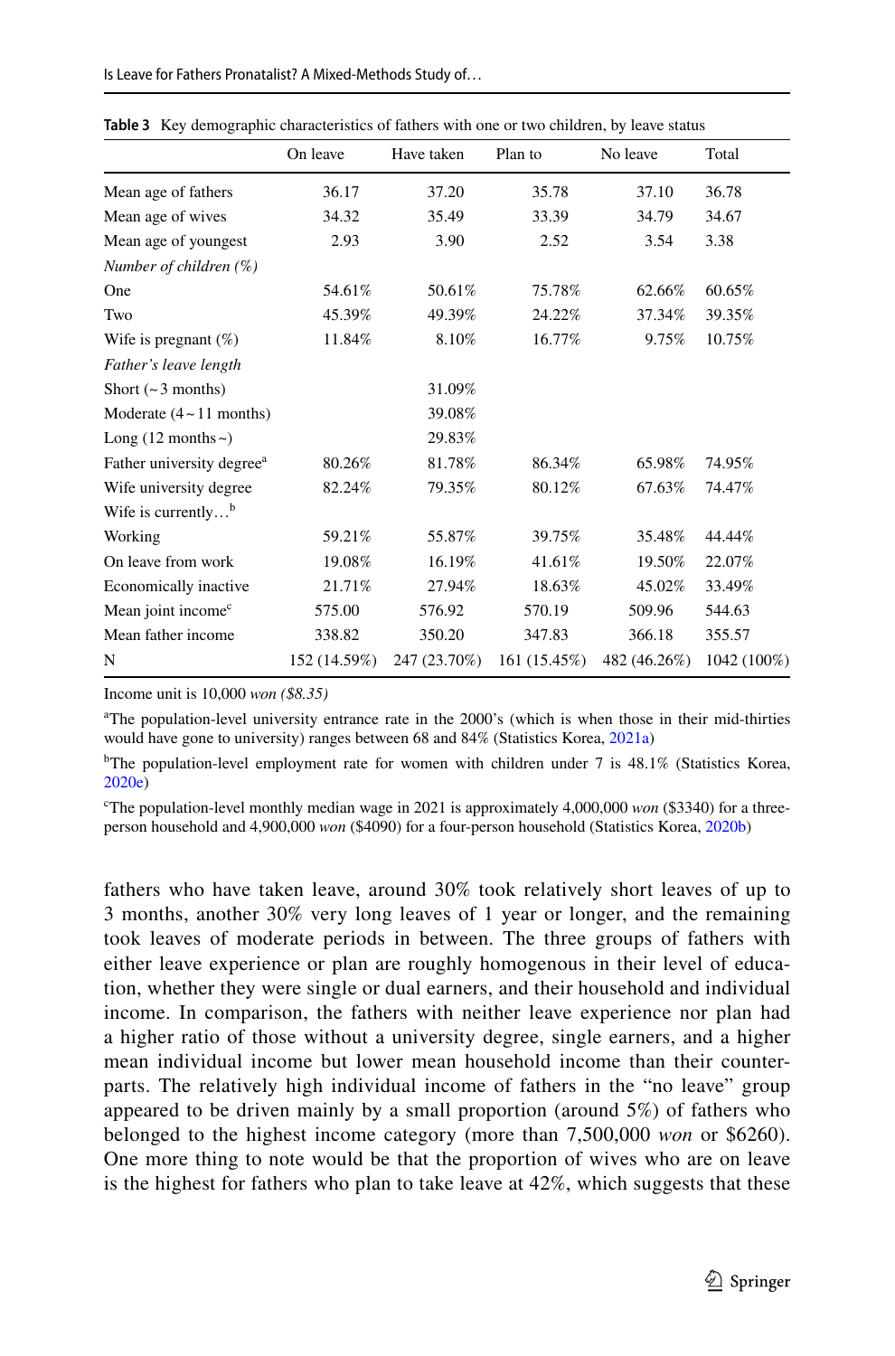**Table 3** Key demographic characteristics of fathers with one or two children, by leave status

| | On leave | Have taken | Plan to | No leave | Total |
|---|---|---|---|---|---|
| Mean age of fathers | 36.17 | 37.20 | 35.78 | 37.10 | 36.78 |
| Mean age of wives | 34.32 | 35.49 | 33.39 | 34.79 | 34.67 |
| Mean age of youngest | 2.93 | 3.90 | 2.52 | 3.54 | 3.38 |
| *Number of children (%)* | | | | | |
| One | 54.61% | 50.61% | 75.78% | 62.66% | 60.65% |
| Two | 45.39% | 49.39% | 24.22% | 37.34% | 39.35% |
| Wife is pregnant (%) | 11.84% | 8.10% | 16.77% | 9.75% | 10.75% |
| *Father's leave length* | | | | | |
| Short (~3 months) | | 31.09% | | | |
| Moderate (4~11 months) | | 39.08% | | | |
| Long (12 months~) | | 29.83% | | | |
| Father university degree[a] | 80.26% | 81.78% | 86.34% | 65.98% | 74.95% |
| Wife university degree | 82.24% | 79.35% | 80.12% | 67.63% | 74.47% |
| Wife is currently…[b] | | | | | |
| Working | 59.21% | 55.87% | 39.75% | 35.48% | 44.44% |
| On leave from work | 19.08% | 16.19% | 41.61% | 19.50% | 22.07% |
| Economically inactive | 21.71% | 27.94% | 18.63% | 45.02% | 33.49% |
| Mean joint income[c] | 575.00 | 576.92 | 570.19 | 509.96 | 544.63 |
| Mean father income | 338.82 | 350.20 | 347.83 | 366.18 | 355.57 |
| N | 152 (14.59%) | 247 (23.70%) | 161 (15.45%) | 482 (46.26%) | 1042 (100%) |

Income unit is 10,000 *won ($8.35)*

[a]The population-level university entrance rate in the 2000's (which is when those in their mid-thirties would have gone to university) ranges between 68 and 84% (Statistics Korea, 2021a)

[b]The population-level employment rate for women with children under 7 is 48.1% (Statistics Korea, 2020e)

[c]The population-level monthly median wage in 2021 is approximately 4,000,000 *won* ($3340) for a three-person household and 4,900,000 *won* ($4090) for a four-person household (Statistics Korea, 2020b)

fathers who have taken leave, around 30% took relatively short leaves of up to 3 months, another 30% very long leaves of 1 year or longer, and the remaining took leaves of moderate periods in between. The three groups of fathers with either leave experience or plan are roughly homogenous in their level of education, whether they were single or dual earners, and their household and individual income. In comparison, the fathers with neither leave experience nor plan had a higher ratio of those without a university degree, single earners, and a higher mean individual income but lower mean household income than their counterparts. The relatively high individual income of fathers in the "no leave" group appeared to be driven mainly by a small proportion (around 5%) of fathers who belonged to the highest income category (more than 7,500,000 *won* or $6260). One more thing to note would be that the proportion of wives who are on leave is the highest for fathers who plan to take leave at 42%, which suggests that these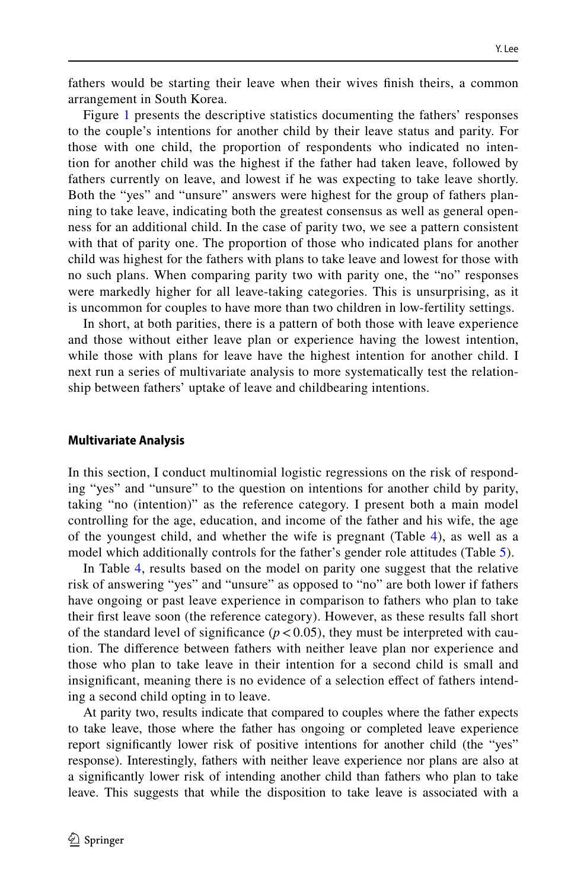fathers would be starting their leave when their wives finish theirs, a common arrangement in South Korea.

Figure 1 presents the descriptive statistics documenting the fathers' responses to the couple's intentions for another child by their leave status and parity. For those with one child, the proportion of respondents who indicated no intention for another child was the highest if the father had taken leave, followed by fathers currently on leave, and lowest if he was expecting to take leave shortly. Both the "yes" and "unsure" answers were highest for the group of fathers planning to take leave, indicating both the greatest consensus as well as general openness for an additional child. In the case of parity two, we see a pattern consistent with that of parity one. The proportion of those who indicated plans for another child was highest for the fathers with plans to take leave and lowest for those with no such plans. When comparing parity two with parity one, the "no" responses were markedly higher for all leave-taking categories. This is unsurprising, as it is uncommon for couples to have more than two children in low-fertility settings.

In short, at both parities, there is a pattern of both those with leave experience and those without either leave plan or experience having the lowest intention, while those with plans for leave have the highest intention for another child. I next run a series of multivariate analysis to more systematically test the relationship between fathers' uptake of leave and childbearing intentions.

#### Multivariate Analysis

In this section, I conduct multinomial logistic regressions on the risk of responding "yes" and "unsure" to the question on intentions for another child by parity, taking "no (intention)" as the reference category. I present both a main model controlling for the age, education, and income of the father and his wife, the age of the youngest child, and whether the wife is pregnant (Table 4), as well as a model which additionally controls for the father's gender role attitudes (Table 5).

In Table 4, results based on the model on parity one suggest that the relative risk of answering "yes" and "unsure" as opposed to "no" are both lower if fathers have ongoing or past leave experience in comparison to fathers who plan to take their first leave soon (the reference category). However, as these results fall short of the standard level of significance ($p < 0.05$), they must be interpreted with caution. The difference between fathers with neither leave plan nor experience and those who plan to take leave in their intention for a second child is small and insignificant, meaning there is no evidence of a selection effect of fathers intending a second child opting in to leave.

At parity two, results indicate that compared to couples where the father expects to take leave, those where the father has ongoing or completed leave experience report significantly lower risk of positive intentions for another child (the "yes" response). Interestingly, fathers with neither leave experience nor plans are also at a significantly lower risk of intending another child than fathers who plan to take leave. This suggests that while the disposition to take leave is associated with a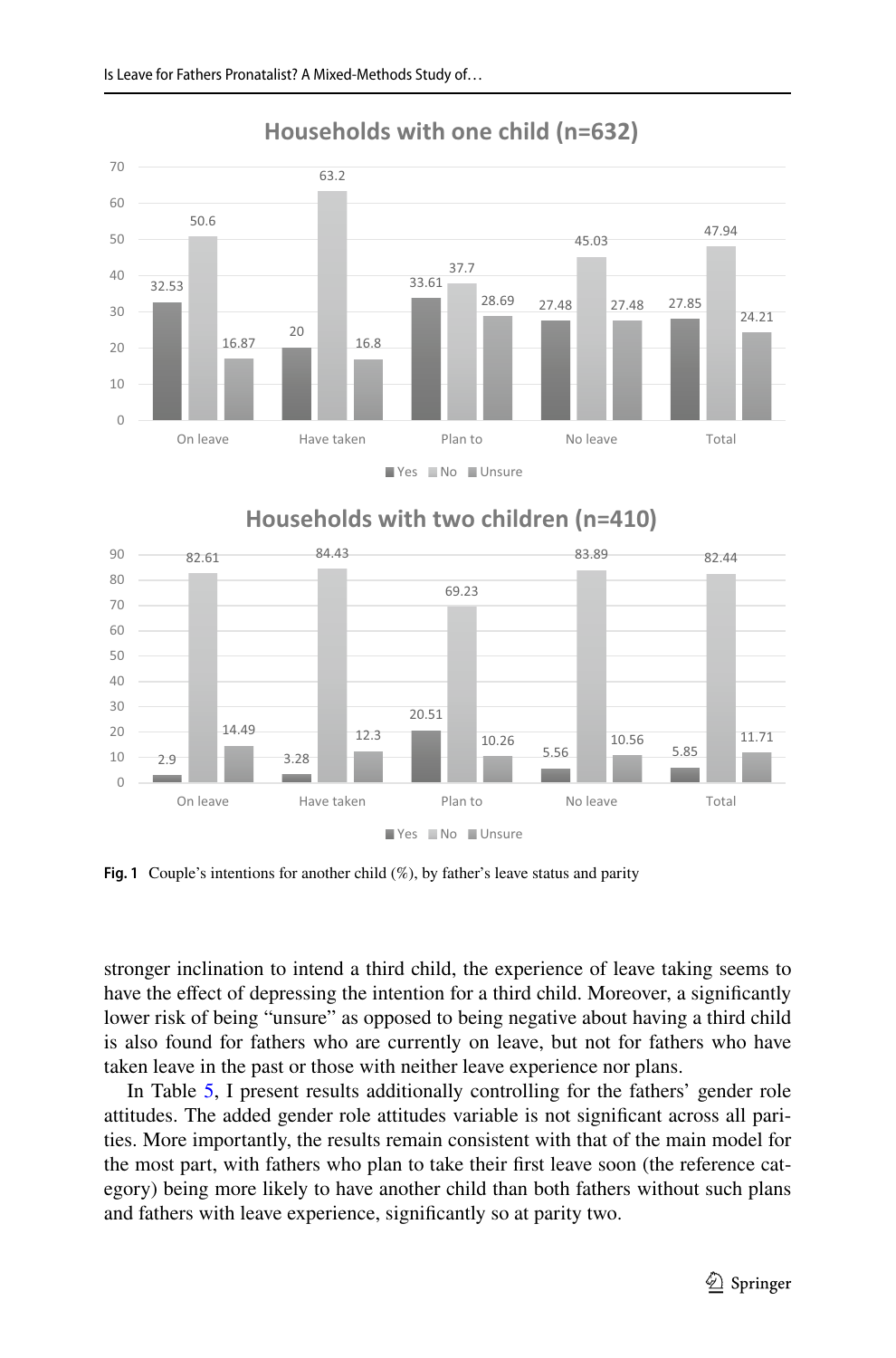**Households with one child (n=632)**

| | Yes | No | Unsure |
|---|---|---|---|
| On leave | 32.53 | 50.6 | 16.87 |
| Have taken | 20 | 63.2 | 16.8 |
| Plan to | 33.61 | 37.7 | 28.69 |
| No leave | 27.48 | 45.03 | 27.48 |
| Total | 27.85 | 47.94 | 24.21 |

**Households with two children (n=410)**

| | Yes | No | Unsure |
|---|---|---|---|
| On leave | 2.9 | 82.61 | 14.49 |
| Have taken | 3.28 | 84.43 | 12.3 |
| Plan to | 20.51 | 69.23 | 10.26 |
| No leave | 5.56 | 83.89 | 10.56 |
| Total | 5.85 | 82.44 | 11.71 |

**Fig. 1** Couple's intentions for another child (%), by father's leave status and parity

stronger inclination to intend a third child, the experience of leave taking seems to have the effect of depressing the intention for a third child. Moreover, a significantly lower risk of being "unsure" as opposed to being negative about having a third child is also found for fathers who are currently on leave, but not for fathers who have taken leave in the past or those with neither leave experience nor plans.

In Table 5, I present results additionally controlling for the fathers' gender role attitudes. The added gender role attitudes variable is not significant across all parities. More importantly, the results remain consistent with that of the main model for the most part, with fathers who plan to take their first leave soon (the reference category) being more likely to have another child than both fathers without such plans and fathers with leave experience, significantly so at parity two.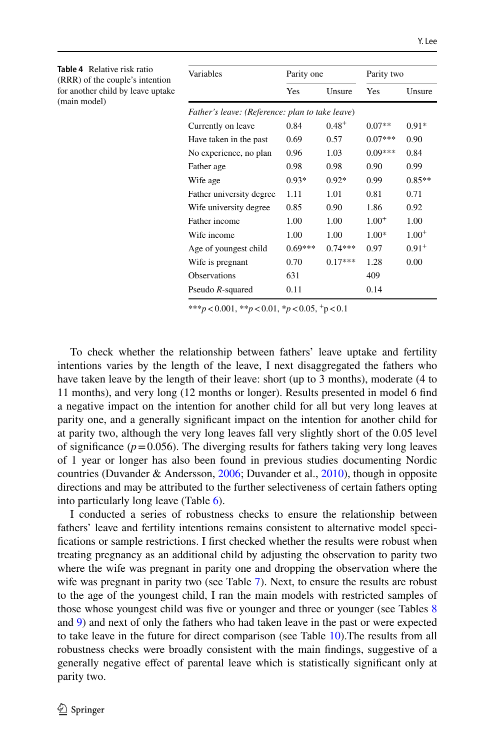**Table 4** Relative risk ratio (RRR) of the couple's intention for another child by leave uptake (main model)

| Variables | Parity one | | Parity two | |
|---|---|---|---|---|
| | Yes | Unsure | Yes | Unsure |
| *Father's leave: (Reference: plan to take leave)* | | | | |
| Currently on leave | 0.84 | 0.48$^{+}$ | 0.07** | 0.91* |
| Have taken in the past | 0.69 | 0.57 | 0.07*** | 0.90 |
| No experience, no plan | 0.96 | 1.03 | 0.09*** | 0.84 |
| Father age | 0.98 | 0.98 | 0.90 | 0.99 |
| Wife age | 0.93* | 0.92* | 0.99 | 0.85** |
| Father university degree | 1.11 | 1.01 | 0.81 | 0.71 |
| Wife university degree | 0.85 | 0.90 | 1.86 | 0.92 |
| Father income | 1.00 | 1.00 | 1.00$^{+}$ | 1.00 |
| Wife income | 1.00 | 1.00 | 1.00* | 1.00$^{+}$ |
| Age of youngest child | 0.69*** | 0.74*** | 0.97 | 0.91$^{+}$ |
| Wife is pregnant | 0.70 | 0.17*** | 1.28 | 0.00 |
| Observations | 631 | | 409 | |
| Pseudo $R$-squared | 0.11 | | 0.14 | |

***$p<0.001$, **$p<0.01$, *$p<0.05$, $^{+}p<0.1$

To check whether the relationship between fathers' leave uptake and fertility intentions varies by the length of the leave, I next disaggregated the fathers who have taken leave by the length of their leave: short (up to 3 months), moderate (4 to 11 months), and very long (12 months or longer). Results presented in model 6 find a negative impact on the intention for another child for all but very long leaves at parity one, and a generally significant impact on the intention for another child for at parity two, although the very long leaves fall very slightly short of the 0.05 level of significance ($p=0.056$). The diverging results for fathers taking very long leaves of 1 year or longer has also been found in previous studies documenting Nordic countries (Duvander & Andersson, 2006; Duvander et al., 2010), though in opposite directions and may be attributed to the further selectiveness of certain fathers opting into particularly long leave (Table 6).

I conducted a series of robustness checks to ensure the relationship between fathers' leave and fertility intentions remains consistent to alternative model specifications or sample restrictions. I first checked whether the results were robust when treating pregnancy as an additional child by adjusting the observation to parity two where the wife was pregnant in parity one and dropping the observation where the wife was pregnant in parity two (see Table 7). Next, to ensure the results are robust to the age of the youngest child, I ran the main models with restricted samples of those whose youngest child was five or younger and three or younger (see Tables 8 and 9) and next of only the fathers who had taken leave in the past or were expected to take leave in the future for direct comparison (see Table 10).The results from all robustness checks were broadly consistent with the main findings, suggestive of a generally negative effect of parental leave which is statistically significant only at parity two.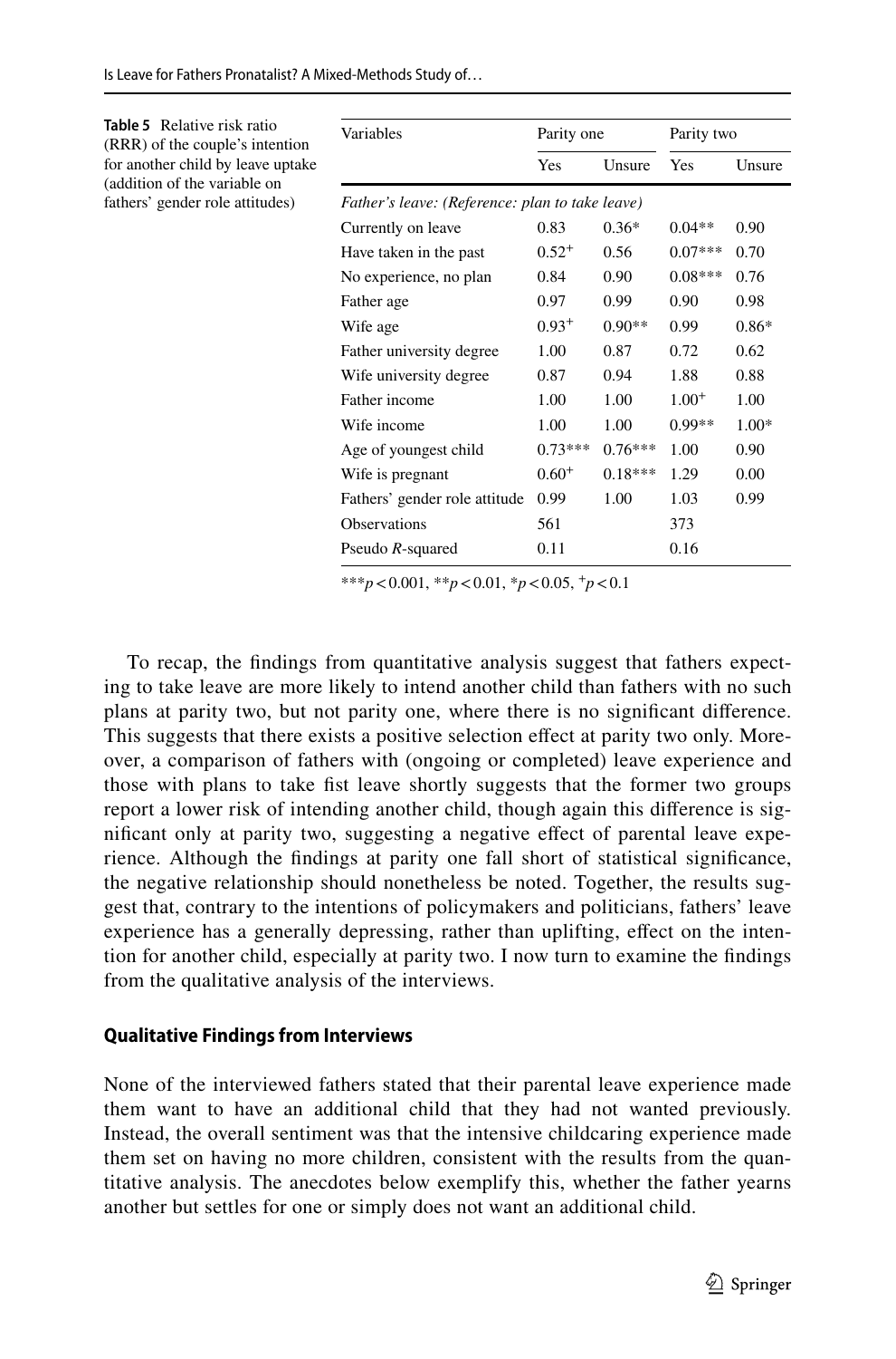**Table 5** Relative risk ratio (RRR) of the couple's intention for another child by leave uptake (addition of the variable on fathers' gender role attitudes)

| Variables | Parity one | | Parity two | |
|---|---|---|---|---|
| | Yes | Unsure | Yes | Unsure |
| *Father's leave: (Reference: plan to take leave)* | | | | |
| Currently on leave | 0.83 | 0.36* | 0.04** | 0.90 |
| Have taken in the past | 0.52$^{+}$ | 0.56 | 0.07*** | 0.70 |
| No experience, no plan | 0.84 | 0.90 | 0.08*** | 0.76 |
| Father age | 0.97 | 0.99 | 0.90 | 0.98 |
| Wife age | 0.93$^{+}$ | 0.90** | 0.99 | 0.86* |
| Father university degree | 1.00 | 0.87 | 0.72 | 0.62 |
| Wife university degree | 0.87 | 0.94 | 1.88 | 0.88 |
| Father income | 1.00 | 1.00 | 1.00$^{+}$ | 1.00 |
| Wife income | 1.00 | 1.00 | 0.99** | 1.00* |
| Age of youngest child | 0.73*** | 0.76*** | 1.00 | 0.90 |
| Wife is pregnant | 0.60$^{+}$ | 0.18*** | 1.29 | 0.00 |
| Fathers' gender role attitude | 0.99 | 1.00 | 1.03 | 0.99 |
| Observations | 561 | | 373 | |
| Pseudo *R*-squared | 0.11 | | 0.16 | |

***$p<0.001$, **$p<0.01$, *$p<0.05$, $^{+}p<0.1$

To recap, the findings from quantitative analysis suggest that fathers expecting to take leave are more likely to intend another child than fathers with no such plans at parity two, but not parity one, where there is no significant difference. This suggests that there exists a positive selection effect at parity two only. Moreover, a comparison of fathers with (ongoing or completed) leave experience and those with plans to take fist leave shortly suggests that the former two groups report a lower risk of intending another child, though again this difference is significant only at parity two, suggesting a negative effect of parental leave experience. Although the findings at parity one fall short of statistical significance, the negative relationship should nonetheless be noted. Together, the results suggest that, contrary to the intentions of policymakers and politicians, fathers' leave experience has a generally depressing, rather than uplifting, effect on the intention for another child, especially at parity two. I now turn to examine the findings from the qualitative analysis of the interviews.

### Qualitative Findings from Interviews

None of the interviewed fathers stated that their parental leave experience made them want to have an additional child that they had not wanted previously. Instead, the overall sentiment was that the intensive childcaring experience made them set on having no more children, consistent with the results from the quantitative analysis. The anecdotes below exemplify this, whether the father yearns another but settles for one or simply does not want an additional child.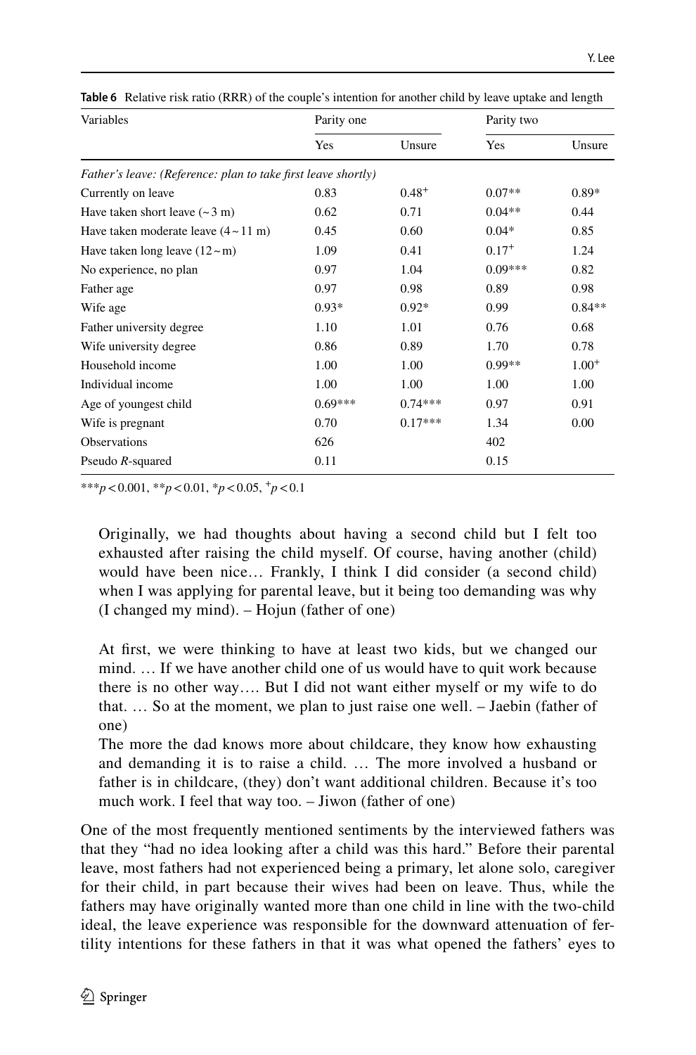**Table 6** Relative risk ratio (RRR) of the couple's intention for another child by leave uptake and length

| Variables | Parity one | | Parity two | |
|---|---|---|---|---|
| | Yes | Unsure | Yes | Unsure |
| *Father's leave: (Reference: plan to take first leave shortly)* | | | | |
| Currently on leave | 0.83 | 0.48⁺ | 0.07** | 0.89* |
| Have taken short leave (~3 m) | 0.62 | 0.71 | 0.04** | 0.44 |
| Have taken moderate leave (4~11 m) | 0.45 | 0.60 | 0.04* | 0.85 |
| Have taken long leave (12~m) | 1.09 | 0.41 | 0.17⁺ | 1.24 |
| No experience, no plan | 0.97 | 1.04 | 0.09*** | 0.82 |
| Father age | 0.97 | 0.98 | 0.89 | 0.98 |
| Wife age | 0.93* | 0.92* | 0.99 | 0.84** |
| Father university degree | 1.10 | 1.01 | 0.76 | 0.68 |
| Wife university degree | 0.86 | 0.89 | 1.70 | 0.78 |
| Household income | 1.00 | 1.00 | 0.99** | 1.00⁺ |
| Individual income | 1.00 | 1.00 | 1.00 | 1.00 |
| Age of youngest child | 0.69*** | 0.74*** | 0.97 | 0.91 |
| Wife is pregnant | 0.70 | 0.17*** | 1.34 | 0.00 |
| Observations | 626 | | 402 | |
| Pseudo *R*-squared | 0.11 | | 0.15 | |

***$p<0.001$, **$p<0.01$, *$p<0.05$, ⁺$p<0.1$

> Originally, we had thoughts about having a second child but I felt too exhausted after raising the child myself. Of course, having another (child) would have been nice… Frankly, I think I did consider (a second child) when I was applying for parental leave, but it being too demanding was why (I changed my mind). – Hojun (father of one)

> At first, we were thinking to have at least two kids, but we changed our mind. … If we have another child one of us would have to quit work because there is no other way…. But I did not want either myself or my wife to do that. … So at the moment, we plan to just raise one well. – Jaebin (father of one)
>
> The more the dad knows more about childcare, they know how exhausting and demanding it is to raise a child. … The more involved a husband or father is in childcare, (they) don't want additional children. Because it's too much work. I feel that way too. – Jiwon (father of one)

One of the most frequently mentioned sentiments by the interviewed fathers was that they "had no idea looking after a child was this hard." Before their parental leave, most fathers had not experienced being a primary, let alone solo, caregiver for their child, in part because their wives had been on leave. Thus, while the fathers may have originally wanted more than one child in line with the two-child ideal, the leave experience was responsible for the downward attenuation of fertility intentions for these fathers in that it was what opened the fathers' eyes to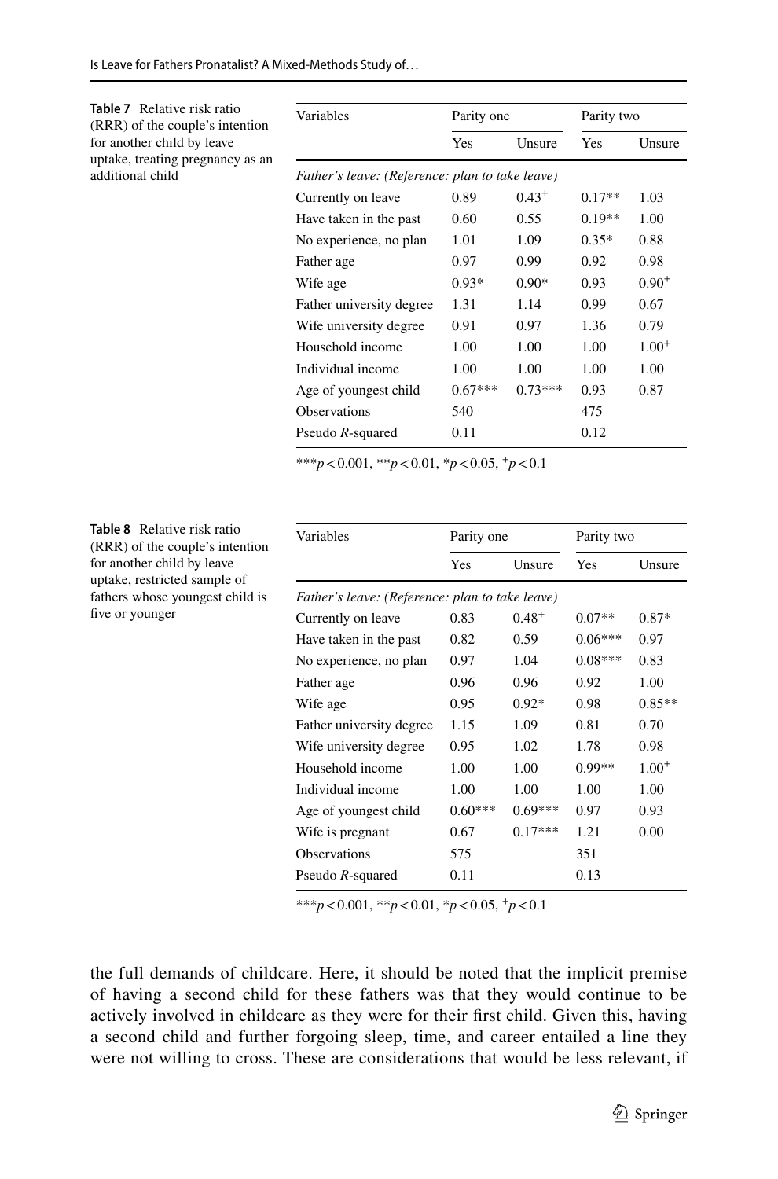**Table 7** Relative risk ratio (RRR) of the couple's intention for another child by leave uptake, treating pregnancy as an additional child

| Variables | Parity one | | Parity two | |
|---|---|---|---|---|
| | Yes | Unsure | Yes | Unsure |
| *Father's leave: (Reference: plan to take leave)* | | | | |
| Currently on leave | 0.89 | $0.43^{+}$ | 0.17** | 1.03 |
| Have taken in the past | 0.60 | 0.55 | 0.19** | 1.00 |
| No experience, no plan | 1.01 | 1.09 | 0.35* | 0.88 |
| Father age | 0.97 | 0.99 | 0.92 | 0.98 |
| Wife age | 0.93* | 0.90* | 0.93 | $0.90^{+}$ |
| Father university degree | 1.31 | 1.14 | 0.99 | 0.67 |
| Wife university degree | 0.91 | 0.97 | 1.36 | 0.79 |
| Household income | 1.00 | 1.00 | 1.00 | $1.00^{+}$ |
| Individual income | 1.00 | 1.00 | 1.00 | 1.00 |
| Age of youngest child | 0.67*** | 0.73*** | 0.93 | 0.87 |
| Observations | 540 | | 475 | |
| Pseudo *R*-squared | 0.11 | | 0.12 | |

***$p<0.001$, **$p<0.01$, *$p<0.05$, $^{+}p<0.1$

**Table 8** Relative risk ratio (RRR) of the couple's intention for another child by leave uptake, restricted sample of fathers whose youngest child is five or younger

| Variables | Parity one | | Parity two | |
|---|---|---|---|---|
| | Yes | Unsure | Yes | Unsure |
| *Father's leave: (Reference: plan to take leave)* | | | | |
| Currently on leave | 0.83 | $0.48^{+}$ | 0.07** | 0.87* |
| Have taken in the past | 0.82 | 0.59 | 0.06*** | 0.97 |
| No experience, no plan | 0.97 | 1.04 | 0.08*** | 0.83 |
| Father age | 0.96 | 0.96 | 0.92 | 1.00 |
| Wife age | 0.95 | 0.92* | 0.98 | 0.85** |
| Father university degree | 1.15 | 1.09 | 0.81 | 0.70 |
| Wife university degree | 0.95 | 1.02 | 1.78 | 0.98 |
| Household income | 1.00 | 1.00 | 0.99** | $1.00^{+}$ |
| Individual income | 1.00 | 1.00 | 1.00 | 1.00 |
| Age of youngest child | 0.60*** | 0.69*** | 0.97 | 0.93 |
| Wife is pregnant | 0.67 | 0.17*** | 1.21 | 0.00 |
| Observations | 575 | | 351 | |
| Pseudo *R*-squared | 0.11 | | 0.13 | |

***$p<0.001$, **$p<0.01$, *$p<0.05$, $^{+}p<0.1$

the full demands of childcare. Here, it should be noted that the implicit premise of having a second child for these fathers was that they would continue to be actively involved in childcare as they were for their first child. Given this, having a second child and further forgoing sleep, time, and career entailed a line they were not willing to cross. These are considerations that would be less relevant, if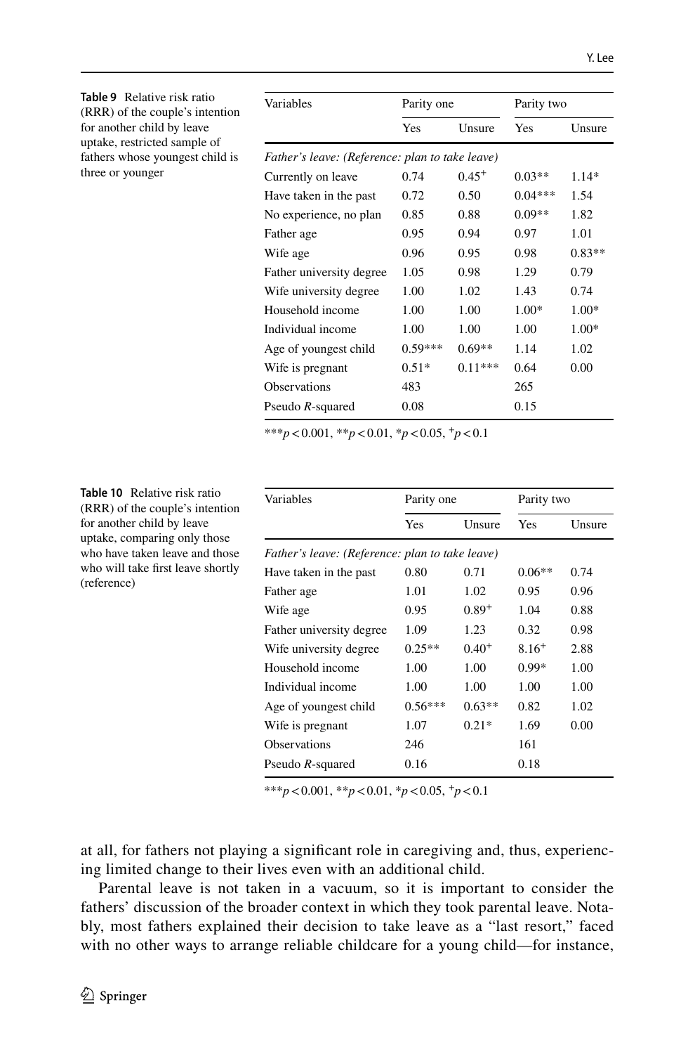**Table 9** Relative risk ratio (RRR) of the couple's intention for another child by leave uptake, restricted sample of fathers whose youngest child is three or younger

| Variables | Parity one | | Parity two | |
|---|---|---|---|---|
| | Yes | Unsure | Yes | Unsure |
| *Father's leave: (Reference: plan to take leave)* | | | | |
| Currently on leave | 0.74 | 0.45$^{+}$ | 0.03** | 1.14* |
| Have taken in the past | 0.72 | 0.50 | 0.04*** | 1.54 |
| No experience, no plan | 0.85 | 0.88 | 0.09** | 1.82 |
| Father age | 0.95 | 0.94 | 0.97 | 1.01 |
| Wife age | 0.96 | 0.95 | 0.98 | 0.83** |
| Father university degree | 1.05 | 0.98 | 1.29 | 0.79 |
| Wife university degree | 1.00 | 1.02 | 1.43 | 0.74 |
| Household income | 1.00 | 1.00 | 1.00* | 1.00* |
| Individual income | 1.00 | 1.00 | 1.00 | 1.00* |
| Age of youngest child | 0.59*** | 0.69** | 1.14 | 1.02 |
| Wife is pregnant | 0.51* | 0.11*** | 0.64 | 0.00 |
| Observations | 483 | | 265 | |
| Pseudo *R*-squared | 0.08 | | 0.15 | |

***$p < 0.001$, **$p < 0.01$, *$p < 0.05$, $^{+}p < 0.1$

**Table 10** Relative risk ratio (RRR) of the couple's intention for another child by leave uptake, comparing only those who have taken leave and those who will take first leave shortly (reference)

| Variables | Parity one | | Parity two | |
|---|---|---|---|---|
| | Yes | Unsure | Yes | Unsure |
| *Father's leave: (Reference: plan to take leave)* | | | | |
| Have taken in the past | 0.80 | 0.71 | 0.06** | 0.74 |
| Father age | 1.01 | 1.02 | 0.95 | 0.96 |
| Wife age | 0.95 | 0.89$^{+}$ | 1.04 | 0.88 |
| Father university degree | 1.09 | 1.23 | 0.32 | 0.98 |
| Wife university degree | 0.25** | 0.40$^{+}$ | 8.16$^{+}$ | 2.88 |
| Household income | 1.00 | 1.00 | 0.99* | 1.00 |
| Individual income | 1.00 | 1.00 | 1.00 | 1.00 |
| Age of youngest child | 0.56*** | 0.63** | 0.82 | 1.02 |
| Wife is pregnant | 1.07 | 0.21* | 1.69 | 0.00 |
| Observations | 246 | | 161 | |
| Pseudo *R*-squared | 0.16 | | 0.18 | |

***$p < 0.001$, **$p < 0.01$, *$p < 0.05$, $^{+}p < 0.1$

at all, for fathers not playing a significant role in caregiving and, thus, experiencing limited change to their lives even with an additional child.

Parental leave is not taken in a vacuum, so it is important to consider the fathers' discussion of the broader context in which they took parental leave. Notably, most fathers explained their decision to take leave as a "last resort," faced with no other ways to arrange reliable childcare for a young child—for instance,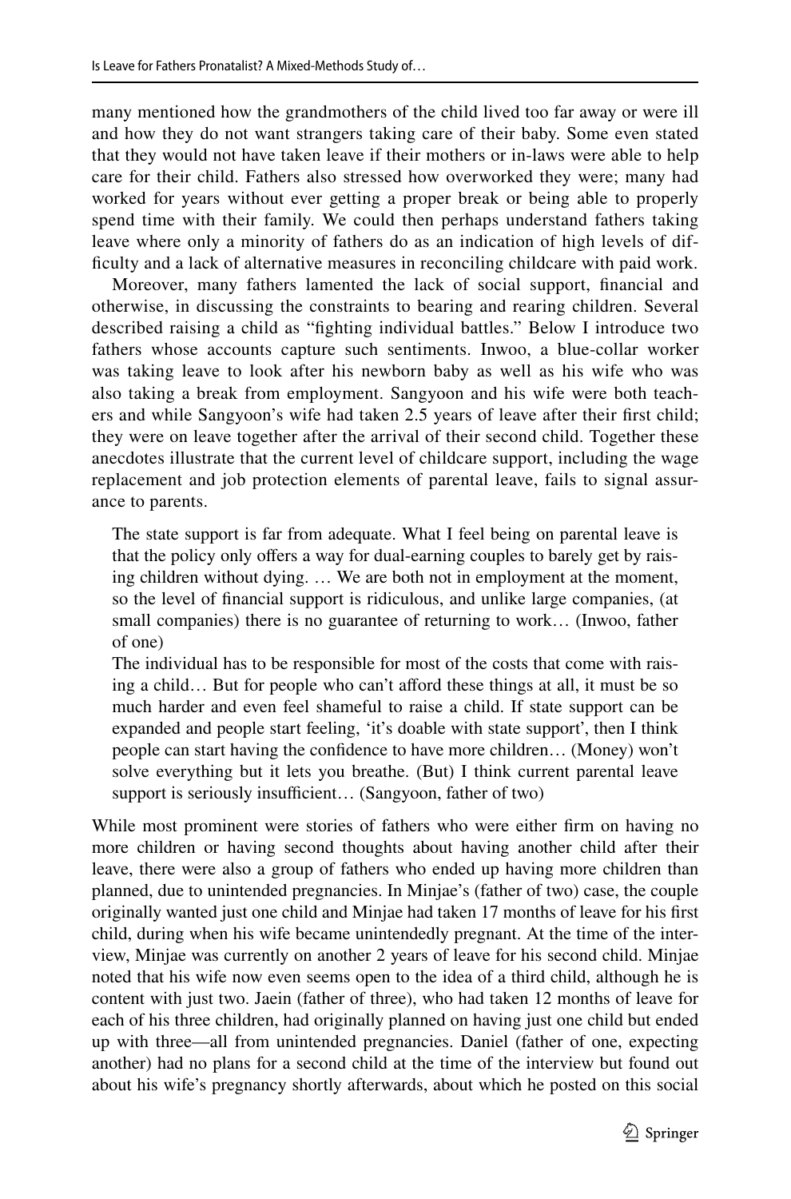many mentioned how the grandmothers of the child lived too far away or were ill and how they do not want strangers taking care of their baby. Some even stated that they would not have taken leave if their mothers or in-laws were able to help care for their child. Fathers also stressed how overworked they were; many had worked for years without ever getting a proper break or being able to properly spend time with their family. We could then perhaps understand fathers taking leave where only a minority of fathers do as an indication of high levels of difficulty and a lack of alternative measures in reconciling childcare with paid work.

Moreover, many fathers lamented the lack of social support, financial and otherwise, in discussing the constraints to bearing and rearing children. Several described raising a child as "fighting individual battles." Below I introduce two fathers whose accounts capture such sentiments. Inwoo, a blue-collar worker was taking leave to look after his newborn baby as well as his wife who was also taking a break from employment. Sangyoon and his wife were both teachers and while Sangyoon's wife had taken 2.5 years of leave after their first child; they were on leave together after the arrival of their second child. Together these anecdotes illustrate that the current level of childcare support, including the wage replacement and job protection elements of parental leave, fails to signal assurance to parents.

> The state support is far from adequate. What I feel being on parental leave is that the policy only offers a way for dual-earning couples to barely get by raising children without dying. … We are both not in employment at the moment, so the level of financial support is ridiculous, and unlike large companies, (at small companies) there is no guarantee of returning to work… (Inwoo, father of one)
>
> The individual has to be responsible for most of the costs that come with raising a child… But for people who can't afford these things at all, it must be so much harder and even feel shameful to raise a child. If state support can be expanded and people start feeling, 'it's doable with state support', then I think people can start having the confidence to have more children… (Money) won't solve everything but it lets you breathe. (But) I think current parental leave support is seriously insufficient… (Sangyoon, father of two)

While most prominent were stories of fathers who were either firm on having no more children or having second thoughts about having another child after their leave, there were also a group of fathers who ended up having more children than planned, due to unintended pregnancies. In Minjae's (father of two) case, the couple originally wanted just one child and Minjae had taken 17 months of leave for his first child, during when his wife became unintendedly pregnant. At the time of the interview, Minjae was currently on another 2 years of leave for his second child. Minjae noted that his wife now even seems open to the idea of a third child, although he is content with just two. Jaein (father of three), who had taken 12 months of leave for each of his three children, had originally planned on having just one child but ended up with three—all from unintended pregnancies. Daniel (father of one, expecting another) had no plans for a second child at the time of the interview but found out about his wife's pregnancy shortly afterwards, about which he posted on this social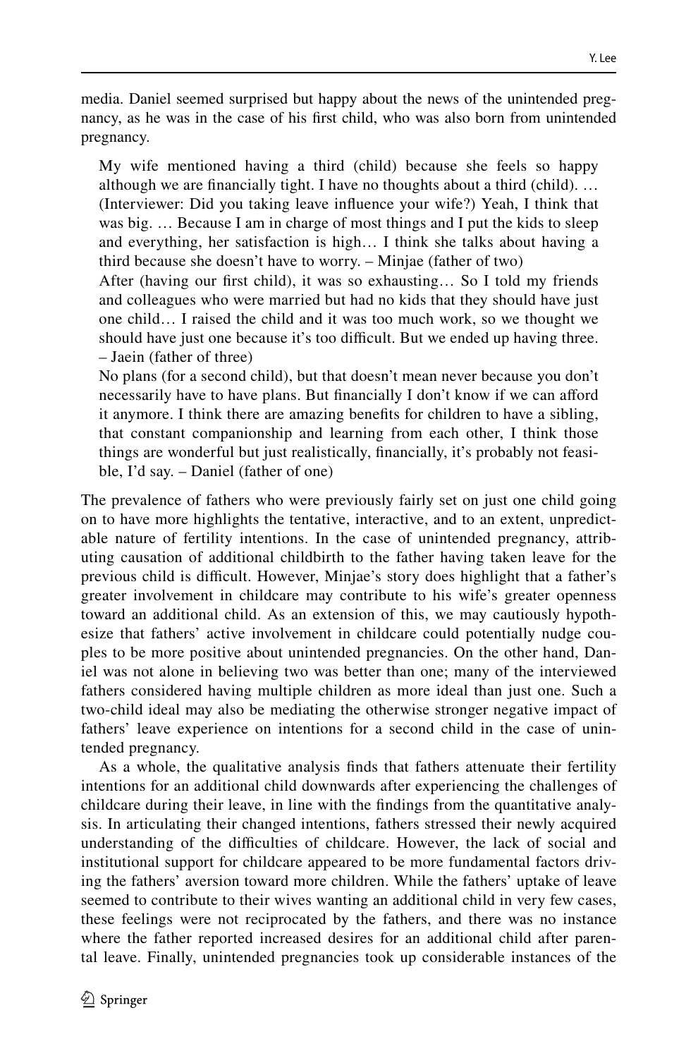media. Daniel seemed surprised but happy about the news of the unintended pregnancy, as he was in the case of his first child, who was also born from unintended pregnancy.

> My wife mentioned having a third (child) because she feels so happy although we are financially tight. I have no thoughts about a third (child). … (Interviewer: Did you taking leave influence your wife?) Yeah, I think that was big. … Because I am in charge of most things and I put the kids to sleep and everything, her satisfaction is high… I think she talks about having a third because she doesn't have to worry. – Minjae (father of two)
>
> After (having our first child), it was so exhausting… So I told my friends and colleagues who were married but had no kids that they should have just one child… I raised the child and it was too much work, so we thought we should have just one because it's too difficult. But we ended up having three. – Jaein (father of three)
>
> No plans (for a second child), but that doesn't mean never because you don't necessarily have to have plans. But financially I don't know if we can afford it anymore. I think there are amazing benefits for children to have a sibling, that constant companionship and learning from each other, I think those things are wonderful but just realistically, financially, it's probably not feasible, I'd say. – Daniel (father of one)

The prevalence of fathers who were previously fairly set on just one child going on to have more highlights the tentative, interactive, and to an extent, unpredictable nature of fertility intentions. In the case of unintended pregnancy, attributing causation of additional childbirth to the father having taken leave for the previous child is difficult. However, Minjae's story does highlight that a father's greater involvement in childcare may contribute to his wife's greater openness toward an additional child. As an extension of this, we may cautiously hypothesize that fathers' active involvement in childcare could potentially nudge couples to be more positive about unintended pregnancies. On the other hand, Daniel was not alone in believing two was better than one; many of the interviewed fathers considered having multiple children as more ideal than just one. Such a two-child ideal may also be mediating the otherwise stronger negative impact of fathers' leave experience on intentions for a second child in the case of unintended pregnancy.

As a whole, the qualitative analysis finds that fathers attenuate their fertility intentions for an additional child downwards after experiencing the challenges of childcare during their leave, in line with the findings from the quantitative analysis. In articulating their changed intentions, fathers stressed their newly acquired understanding of the difficulties of childcare. However, the lack of social and institutional support for childcare appeared to be more fundamental factors driving the fathers' aversion toward more children. While the fathers' uptake of leave seemed to contribute to their wives wanting an additional child in very few cases, these feelings were not reciprocated by the fathers, and there was no instance where the father reported increased desires for an additional child after parental leave. Finally, unintended pregnancies took up considerable instances of the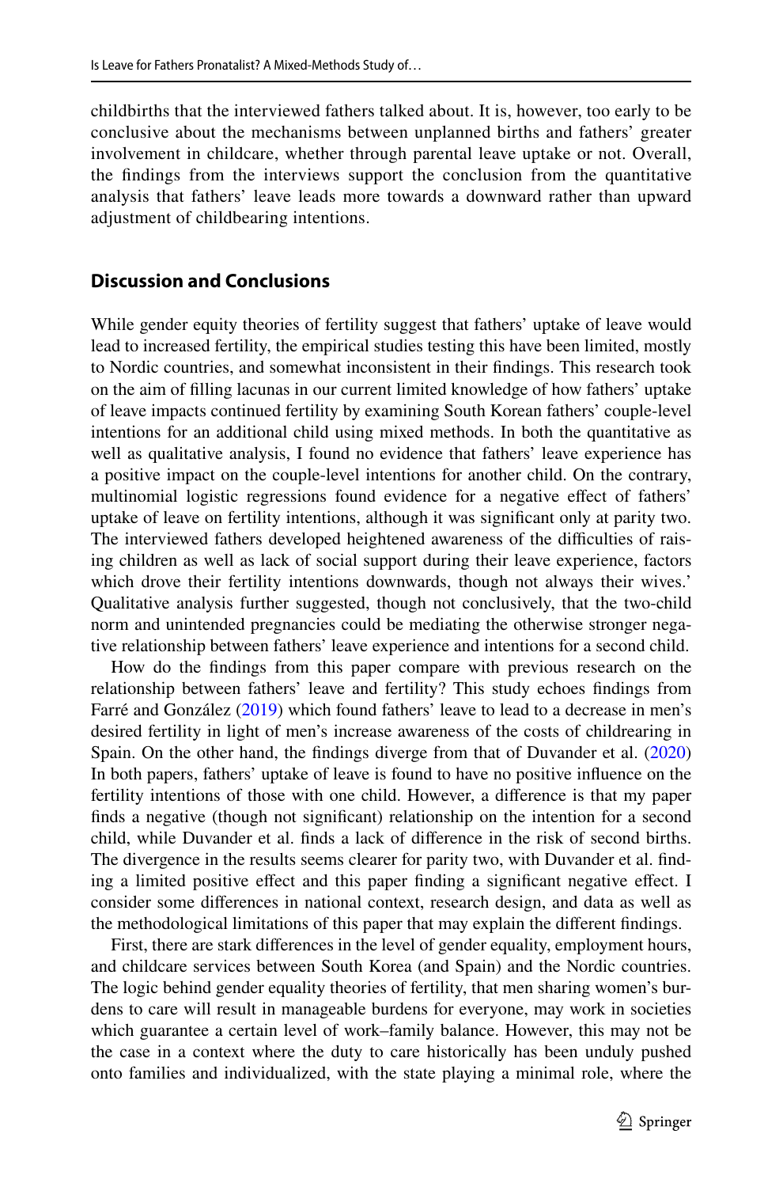childbirths that the interviewed fathers talked about. It is, however, too early to be conclusive about the mechanisms between unplanned births and fathers' greater involvement in childcare, whether through parental leave uptake or not. Overall, the findings from the interviews support the conclusion from the quantitative analysis that fathers' leave leads more towards a downward rather than upward adjustment of childbearing intentions.

## Discussion and Conclusions

While gender equity theories of fertility suggest that fathers' uptake of leave would lead to increased fertility, the empirical studies testing this have been limited, mostly to Nordic countries, and somewhat inconsistent in their findings. This research took on the aim of filling lacunas in our current limited knowledge of how fathers' uptake of leave impacts continued fertility by examining South Korean fathers' couple-level intentions for an additional child using mixed methods. In both the quantitative as well as qualitative analysis, I found no evidence that fathers' leave experience has a positive impact on the couple-level intentions for another child. On the contrary, multinomial logistic regressions found evidence for a negative effect of fathers' uptake of leave on fertility intentions, although it was significant only at parity two. The interviewed fathers developed heightened awareness of the difficulties of raising children as well as lack of social support during their leave experience, factors which drove their fertility intentions downwards, though not always their wives.' Qualitative analysis further suggested, though not conclusively, that the two-child norm and unintended pregnancies could be mediating the otherwise stronger negative relationship between fathers' leave experience and intentions for a second child.

How do the findings from this paper compare with previous research on the relationship between fathers' leave and fertility? This study echoes findings from Farré and González (2019) which found fathers' leave to lead to a decrease in men's desired fertility in light of men's increase awareness of the costs of childrearing in Spain. On the other hand, the findings diverge from that of Duvander et al. (2020) In both papers, fathers' uptake of leave is found to have no positive influence on the fertility intentions of those with one child. However, a difference is that my paper finds a negative (though not significant) relationship on the intention for a second child, while Duvander et al. finds a lack of difference in the risk of second births. The divergence in the results seems clearer for parity two, with Duvander et al. finding a limited positive effect and this paper finding a significant negative effect. I consider some differences in national context, research design, and data as well as the methodological limitations of this paper that may explain the different findings.

First, there are stark differences in the level of gender equality, employment hours, and childcare services between South Korea (and Spain) and the Nordic countries. The logic behind gender equality theories of fertility, that men sharing women's burdens to care will result in manageable burdens for everyone, may work in societies which guarantee a certain level of work–family balance. However, this may not be the case in a context where the duty to care historically has been unduly pushed onto families and individualized, with the state playing a minimal role, where the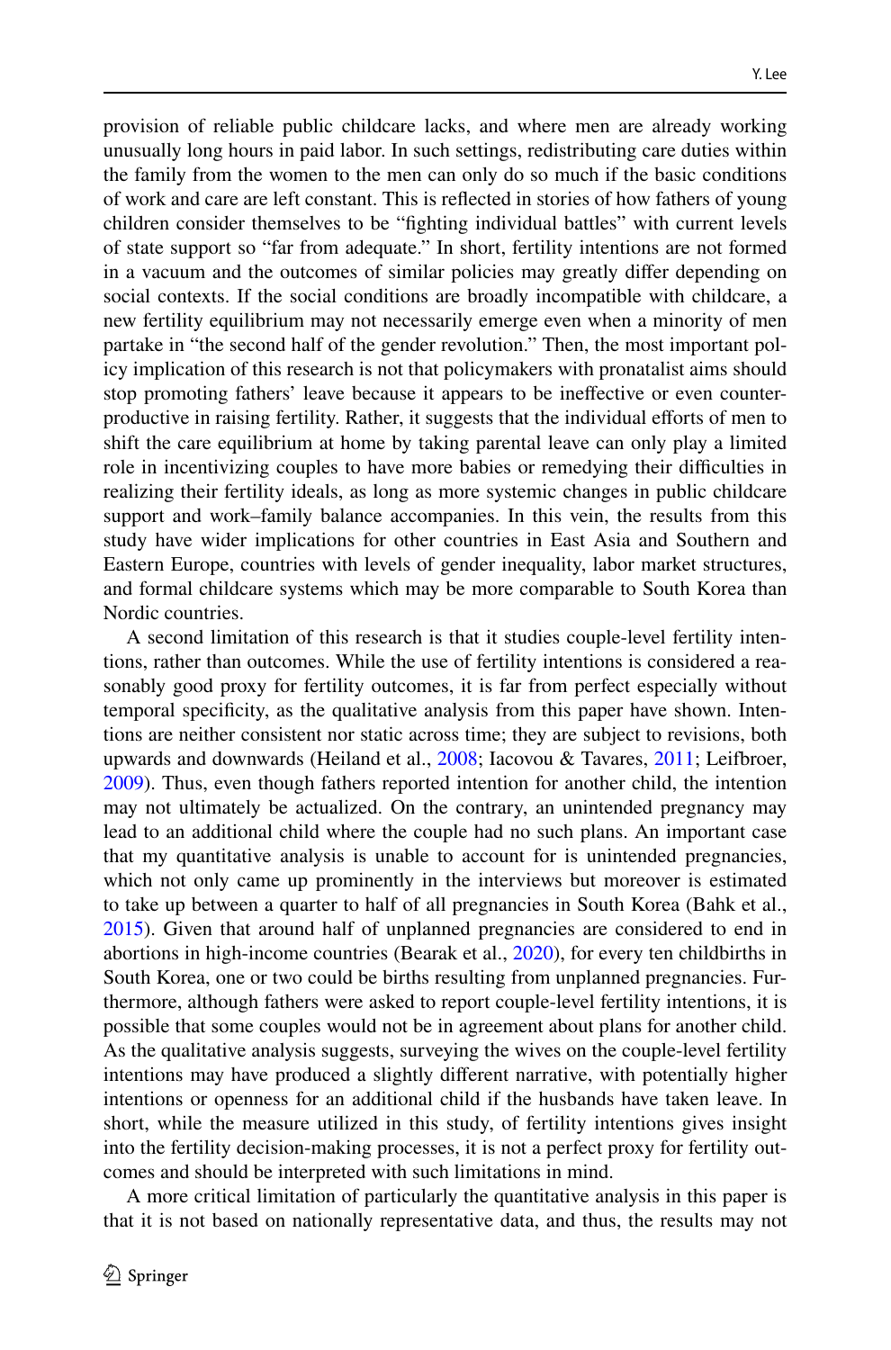provision of reliable public childcare lacks, and where men are already working unusually long hours in paid labor. In such settings, redistributing care duties within the family from the women to the men can only do so much if the basic conditions of work and care are left constant. This is reflected in stories of how fathers of young children consider themselves to be "fighting individual battles" with current levels of state support so "far from adequate." In short, fertility intentions are not formed in a vacuum and the outcomes of similar policies may greatly differ depending on social contexts. If the social conditions are broadly incompatible with childcare, a new fertility equilibrium may not necessarily emerge even when a minority of men partake in "the second half of the gender revolution." Then, the most important policy implication of this research is not that policymakers with pronatalist aims should stop promoting fathers' leave because it appears to be ineffective or even counterproductive in raising fertility. Rather, it suggests that the individual efforts of men to shift the care equilibrium at home by taking parental leave can only play a limited role in incentivizing couples to have more babies or remedying their difficulties in realizing their fertility ideals, as long as more systemic changes in public childcare support and work–family balance accompanies. In this vein, the results from this study have wider implications for other countries in East Asia and Southern and Eastern Europe, countries with levels of gender inequality, labor market structures, and formal childcare systems which may be more comparable to South Korea than Nordic countries.

A second limitation of this research is that it studies couple-level fertility intentions, rather than outcomes. While the use of fertility intentions is considered a reasonably good proxy for fertility outcomes, it is far from perfect especially without temporal specificity, as the qualitative analysis from this paper have shown. Intentions are neither consistent nor static across time; they are subject to revisions, both upwards and downwards (Heiland et al., 2008; Iacovou & Tavares, 2011; Leifbroer, 2009). Thus, even though fathers reported intention for another child, the intention may not ultimately be actualized. On the contrary, an unintended pregnancy may lead to an additional child where the couple had no such plans. An important case that my quantitative analysis is unable to account for is unintended pregnancies, which not only came up prominently in the interviews but moreover is estimated to take up between a quarter to half of all pregnancies in South Korea (Bahk et al., 2015). Given that around half of unplanned pregnancies are considered to end in abortions in high-income countries (Bearak et al., 2020), for every ten childbirths in South Korea, one or two could be births resulting from unplanned pregnancies. Furthermore, although fathers were asked to report couple-level fertility intentions, it is possible that some couples would not be in agreement about plans for another child. As the qualitative analysis suggests, surveying the wives on the couple-level fertility intentions may have produced a slightly different narrative, with potentially higher intentions or openness for an additional child if the husbands have taken leave. In short, while the measure utilized in this study, of fertility intentions gives insight into the fertility decision-making processes, it is not a perfect proxy for fertility outcomes and should be interpreted with such limitations in mind.

A more critical limitation of particularly the quantitative analysis in this paper is that it is not based on nationally representative data, and thus, the results may not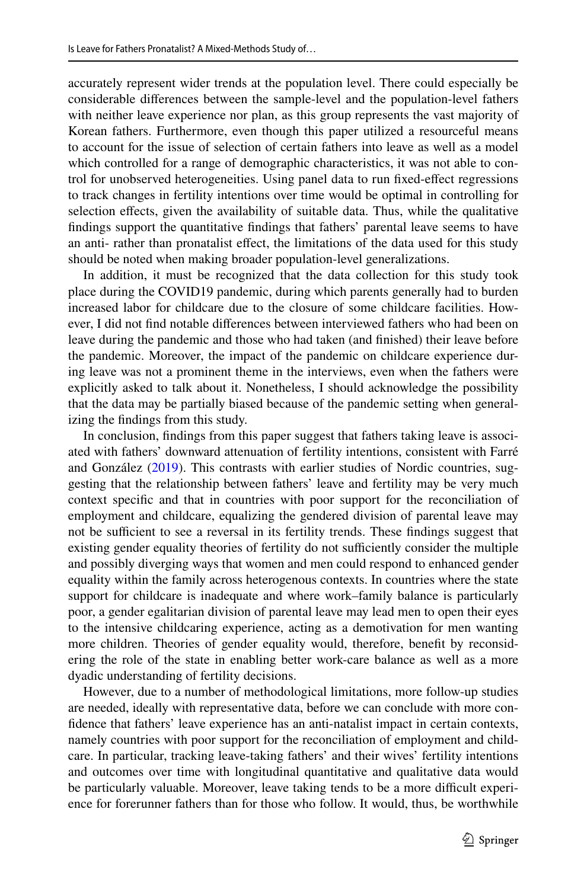accurately represent wider trends at the population level. There could especially be considerable differences between the sample-level and the population-level fathers with neither leave experience nor plan, as this group represents the vast majority of Korean fathers. Furthermore, even though this paper utilized a resourceful means to account for the issue of selection of certain fathers into leave as well as a model which controlled for a range of demographic characteristics, it was not able to control for unobserved heterogeneities. Using panel data to run fixed-effect regressions to track changes in fertility intentions over time would be optimal in controlling for selection effects, given the availability of suitable data. Thus, while the qualitative findings support the quantitative findings that fathers' parental leave seems to have an anti- rather than pronatalist effect, the limitations of the data used for this study should be noted when making broader population-level generalizations.

In addition, it must be recognized that the data collection for this study took place during the COVID19 pandemic, during which parents generally had to burden increased labor for childcare due to the closure of some childcare facilities. However, I did not find notable differences between interviewed fathers who had been on leave during the pandemic and those who had taken (and finished) their leave before the pandemic. Moreover, the impact of the pandemic on childcare experience during leave was not a prominent theme in the interviews, even when the fathers were explicitly asked to talk about it. Nonetheless, I should acknowledge the possibility that the data may be partially biased because of the pandemic setting when generalizing the findings from this study.

In conclusion, findings from this paper suggest that fathers taking leave is associated with fathers' downward attenuation of fertility intentions, consistent with Farré and González (2019). This contrasts with earlier studies of Nordic countries, suggesting that the relationship between fathers' leave and fertility may be very much context specific and that in countries with poor support for the reconciliation of employment and childcare, equalizing the gendered division of parental leave may not be sufficient to see a reversal in its fertility trends. These findings suggest that existing gender equality theories of fertility do not sufficiently consider the multiple and possibly diverging ways that women and men could respond to enhanced gender equality within the family across heterogenous contexts. In countries where the state support for childcare is inadequate and where work–family balance is particularly poor, a gender egalitarian division of parental leave may lead men to open their eyes to the intensive childcaring experience, acting as a demotivation for men wanting more children. Theories of gender equality would, therefore, benefit by reconsidering the role of the state in enabling better work-care balance as well as a more dyadic understanding of fertility decisions.

However, due to a number of methodological limitations, more follow-up studies are needed, ideally with representative data, before we can conclude with more confidence that fathers' leave experience has an anti-natalist impact in certain contexts, namely countries with poor support for the reconciliation of employment and childcare. In particular, tracking leave-taking fathers' and their wives' fertility intentions and outcomes over time with longitudinal quantitative and qualitative data would be particularly valuable. Moreover, leave taking tends to be a more difficult experience for forerunner fathers than for those who follow. It would, thus, be worthwhile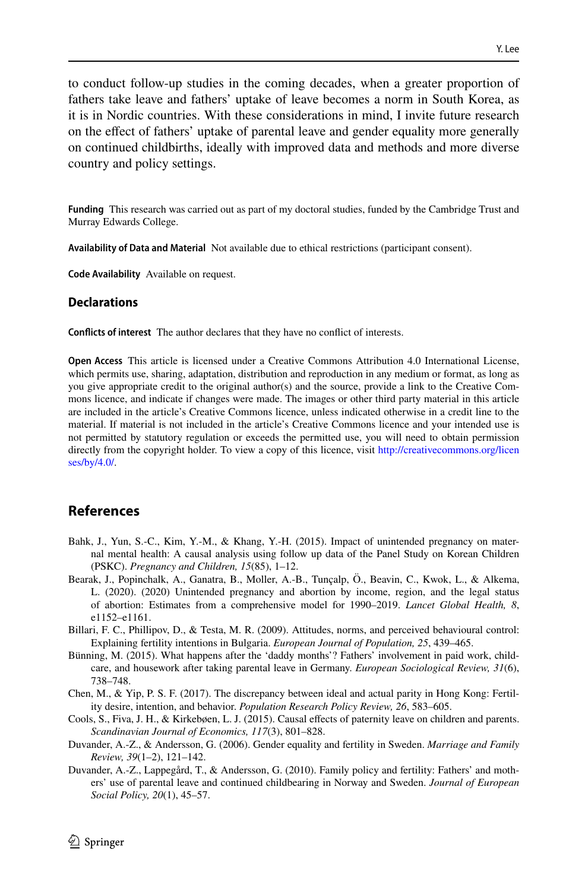to conduct follow-up studies in the coming decades, when a greater proportion of fathers take leave and fathers' uptake of leave becomes a norm in South Korea, as it is in Nordic countries. With these considerations in mind, I invite future research on the effect of fathers' uptake of parental leave and gender equality more generally on continued childbirths, ideally with improved data and methods and more diverse country and policy settings.

**Funding** This research was carried out as part of my doctoral studies, funded by the Cambridge Trust and Murray Edwards College.

**Availability of Data and Material** Not available due to ethical restrictions (participant consent).

**Code Availability** Available on request.

## Declarations

**Conflicts of interest** The author declares that they have no conflict of interests.

**Open Access** This article is licensed under a Creative Commons Attribution 4.0 International License, which permits use, sharing, adaptation, distribution and reproduction in any medium or format, as long as you give appropriate credit to the original author(s) and the source, provide a link to the Creative Commons licence, and indicate if changes were made. The images or other third party material in this article are included in the article's Creative Commons licence, unless indicated otherwise in a credit line to the material. If material is not included in the article's Creative Commons licence and your intended use is not permitted by statutory regulation or exceeds the permitted use, you will need to obtain permission directly from the copyright holder. To view a copy of this licence, visit http://creativecommons.org/licenses/by/4.0/.

## References

Bahk, J., Yun, S.-C., Kim, Y.-M., & Khang, Y.-H. (2015). Impact of unintended pregnancy on maternal mental health: A causal analysis using follow up data of the Panel Study on Korean Children (PSKC). *Pregnancy and Children, 15*(85), 1–12.

Bearak, J., Popinchalk, A., Ganatra, B., Moller, A.-B., Tunçalp, Ö., Beavin, C., Kwok, L., & Alkema, L. (2020). (2020) Unintended pregnancy and abortion by income, region, and the legal status of abortion: Estimates from a comprehensive model for 1990–2019. *Lancet Global Health, 8*, e1152–e1161.

Billari, F. C., Phillipov, D., & Testa, M. R. (2009). Attitudes, norms, and perceived behavioural control: Explaining fertility intentions in Bulgaria. *European Journal of Population, 25*, 439–465.

Bünning, M. (2015). What happens after the 'daddy months'? Fathers' involvement in paid work, childcare, and housework after taking parental leave in Germany. *European Sociological Review, 31*(6), 738–748.

Chen, M., & Yip, P. S. F. (2017). The discrepancy between ideal and actual parity in Hong Kong: Fertility desire, intention, and behavior. *Population Research Policy Review, 26*, 583–605.

Cools, S., Fiva, J. H., & Kirkebøen, L. J. (2015). Causal effects of paternity leave on children and parents. *Scandinavian Journal of Economics, 117*(3), 801–828.

Duvander, A.-Z., & Andersson, G. (2006). Gender equality and fertility in Sweden. *Marriage and Family Review, 39*(1–2), 121–142.

Duvander, A.-Z., Lappegård, T., & Andersson, G. (2010). Family policy and fertility: Fathers' and mothers' use of parental leave and continued childbearing in Norway and Sweden. *Journal of European Social Policy, 20*(1), 45–57.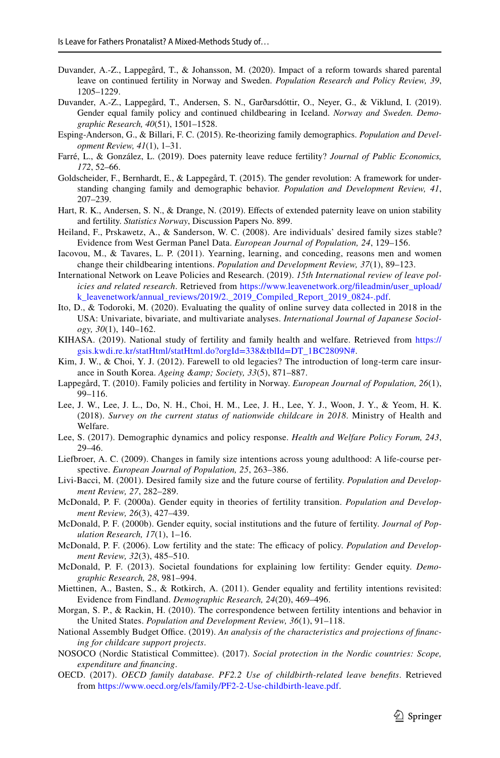Duvander, A.-Z., Lappegård, T., & Johansson, M. (2020). Impact of a reform towards shared parental leave on continued fertility in Norway and Sweden. *Population Research and Policy Review, 39*, 1205–1229.

Duvander, A.-Z., Lappegård, T., Andersen, S. N., Garðarsdóttir, O., Neyer, G., & Viklund, I. (2019). Gender equal family policy and continued childbearing in Iceland. *Norway and Sweden. Demographic Research, 40*(51), 1501–1528.

Esping-Anderson, G., & Billari, F. C. (2015). Re-theorizing family demographics. *Population and Development Review, 41*(1), 1–31.

Farré, L., & González, L. (2019). Does paternity leave reduce fertility? *Journal of Public Economics, 172*, 52–66.

Goldscheider, F., Bernhardt, E., & Lappegård, T. (2015). The gender revolution: A framework for understanding changing family and demographic behavior. *Population and Development Review, 41*, 207–239.

Hart, R. K., Andersen, S. N., & Drange, N. (2019). Effects of extended paternity leave on union stability and fertility. *Statistics Norway*, Discussion Papers No. 899.

Heiland, F., Prskawetz, A., & Sanderson, W. C. (2008). Are individuals' desired family sizes stable? Evidence from West German Panel Data. *European Journal of Population, 24*, 129–156.

Iacovou, M., & Tavares, L. P. (2011). Yearning, learning, and conceding, reasons men and women change their childbearing intentions. *Population and Development Review, 37*(1), 89–123.

International Network on Leave Policies and Research. (2019). *15th International review of leave policies and related research*. Retrieved from https://www.leavenetwork.org/fileadmin/user_upload/k_leavenetwork/annual_reviews/2019/2._2019_Compiled_Report_2019_0824-.pdf.

Ito, D., & Todoroki, M. (2020). Evaluating the quality of online survey data collected in 2018 in the USA: Univariate, bivariate, and multivariate analyses. *International Journal of Japanese Sociology, 30*(1), 140–162.

KIHASA. (2019). National study of fertility and family health and welfare. Retrieved from https://gsis.kwdi.re.kr/statHtml/statHtml.do?orgId=338&tblId=DT_1BC2809N#.

Kim, J. W., & Choi, Y. J. (2012). Farewell to old legacies? The introduction of long-term care insurance in South Korea. *Ageing &amp; Society, 33*(5), 871–887.

Lappegård, T. (2010). Family policies and fertility in Norway. *European Journal of Population, 26*(1), 99–116.

Lee, J. W., Lee, J. L., Do, N. H., Choi, H. M., Lee, J. H., Lee, Y. J., Woon, J. Y., & Yeom, H. K. (2018). *Survey on the current status of nationwide childcare in 2018*. Ministry of Health and Welfare.

Lee, S. (2017). Demographic dynamics and policy response. *Health and Welfare Policy Forum, 243*, 29–46.

Liefbroer, A. C. (2009). Changes in family size intentions across young adulthood: A life-course perspective. *European Journal of Population, 25*, 263–386.

Livi-Bacci, M. (2001). Desired family size and the future course of fertility. *Population and Development Review, 27*, 282–289.

McDonald, P. F. (2000a). Gender equity in theories of fertility transition. *Population and Development Review, 26*(3), 427–439.

McDonald, P. F. (2000b). Gender equity, social institutions and the future of fertility. *Journal of Population Research, 17*(1), 1–16.

McDonald, P. F. (2006). Low fertility and the state: The efficacy of policy. *Population and Development Review, 32*(3), 485–510.

McDonald, P. F. (2013). Societal foundations for explaining low fertility: Gender equity. *Demographic Research, 28*, 981–994.

Miettinen, A., Basten, S., & Rotkirch, A. (2011). Gender equality and fertility intentions revisited: Evidence from Findland. *Demographic Research, 24*(20), 469–496.

Morgan, S. P., & Rackin, H. (2010). The correspondence between fertility intentions and behavior in the United States. *Population and Development Review, 36*(1), 91–118.

National Assembly Budget Office. (2019). *An analysis of the characteristics and projections of financing for childcare support projects*.

NOSOCO (Nordic Statistical Committee). (2017). *Social protection in the Nordic countries: Scope, expenditure and financing*.

OECD. (2017). *OECD family database. PF2.2 Use of childbirth-related leave benefits*. Retrieved from https://www.oecd.org/els/family/PF2-2-Use-childbirth-leave.pdf.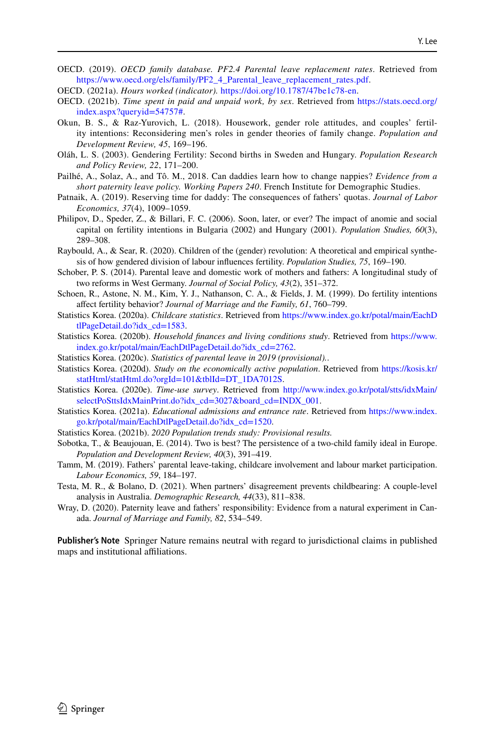OECD. (2019). *OECD family database. PF2.4 Parental leave replacement rates*. Retrieved from https://www.oecd.org/els/family/PF2_4_Parental_leave_replacement_rates.pdf.

OECD. (2021a). *Hours worked (indicator).* https://doi.org/10.1787/47be1c78-en.

OECD. (2021b). *Time spent in paid and unpaid work, by sex*. Retrieved from https://stats.oecd.org/index.aspx?queryid=54757#.

Okun, B. S., & Raz-Yurovich, L. (2018). Housework, gender role attitudes, and couples' fertility intentions: Reconsidering men's roles in gender theories of family change. *Population and Development Review, 45*, 169–196.

Oláh, L. S. (2003). Gendering Fertility: Second births in Sweden and Hungary. *Population Research and Policy Review, 22*, 171–200.

Pailhé, A., Solaz, A., and Tô. M., 2018. Can daddies learn how to change nappies? *Evidence from a short paternity leave policy. Working Papers 240*. French Institute for Demographic Studies.

Patnaik, A. (2019). Reserving time for daddy: The consequences of fathers' quotas. *Journal of Labor Economics, 37*(4), 1009–1059.

Philipov, D., Speder, Z., & Billari, F. C. (2006). Soon, later, or ever? The impact of anomie and social capital on fertility intentions in Bulgaria (2002) and Hungary (2001). *Population Studies, 60*(3), 289–308.

Raybould, A., & Sear, R. (2020). Children of the (gender) revolution: A theoretical and empirical synthesis of how gendered division of labour influences fertility. *Population Studies, 75*, 169–190.

Schober, P. S. (2014). Parental leave and domestic work of mothers and fathers: A longitudinal study of two reforms in West Germany. *Journal of Social Policy, 43*(2), 351–372.

Schoen, R., Astone, N. M., Kim, Y. J., Nathanson, C. A., & Fields, J. M. (1999). Do fertility intentions affect fertility behavior? *Journal of Marriage and the Family, 61*, 760–799.

Statistics Korea. (2020a). *Childcare statistics*. Retrieved from https://www.index.go.kr/potal/main/EachDtlPageDetail.do?idx_cd=1583.

Statistics Korea. (2020b). *Household finances and living conditions study*. Retrieved from https://www.index.go.kr/potal/main/EachDtlPageDetail.do?idx_cd=2762.

Statistics Korea. (2020c). *Statistics of parental leave in 2019 (provisional).*.

Statistics Korea. (2020d). *Study on the economically active population*. Retrieved from https://kosis.kr/statHtml/statHtml.do?orgId=101&tblId=DT_1DA7012S.

Statistics Korea. (2020e). *Time-use survey*. Retrieved from http://www.index.go.kr/potal/stts/idxMain/selectPoSttsIdxMainPrint.do?idx_cd=3027&board_cd=INDX_001.

Statistics Korea. (2021a). *Educational admissions and entrance rate*. Retrieved from https://www.index.go.kr/potal/main/EachDtlPageDetail.do?idx_cd=1520.

Statistics Korea. (2021b). *2020 Population trends study: Provisional results.*

Sobotka, T., & Beaujouan, E. (2014). Two is best? The persistence of a two-child family ideal in Europe. *Population and Development Review, 40*(3), 391–419.

Tamm, M. (2019). Fathers' parental leave-taking, childcare involvement and labour market participation. *Labour Economics, 59*, 184–197.

Testa, M. R., & Bolano, D. (2021). When partners' disagreement prevents childbearing: A couple-level analysis in Australia. *Demographic Research, 44*(33), 811–838.

Wray, D. (2020). Paternity leave and fathers' responsibility: Evidence from a natural experiment in Canada. *Journal of Marriage and Family, 82*, 534–549.

**Publisher's Note** Springer Nature remains neutral with regard to jurisdictional claims in published maps and institutional affiliations.